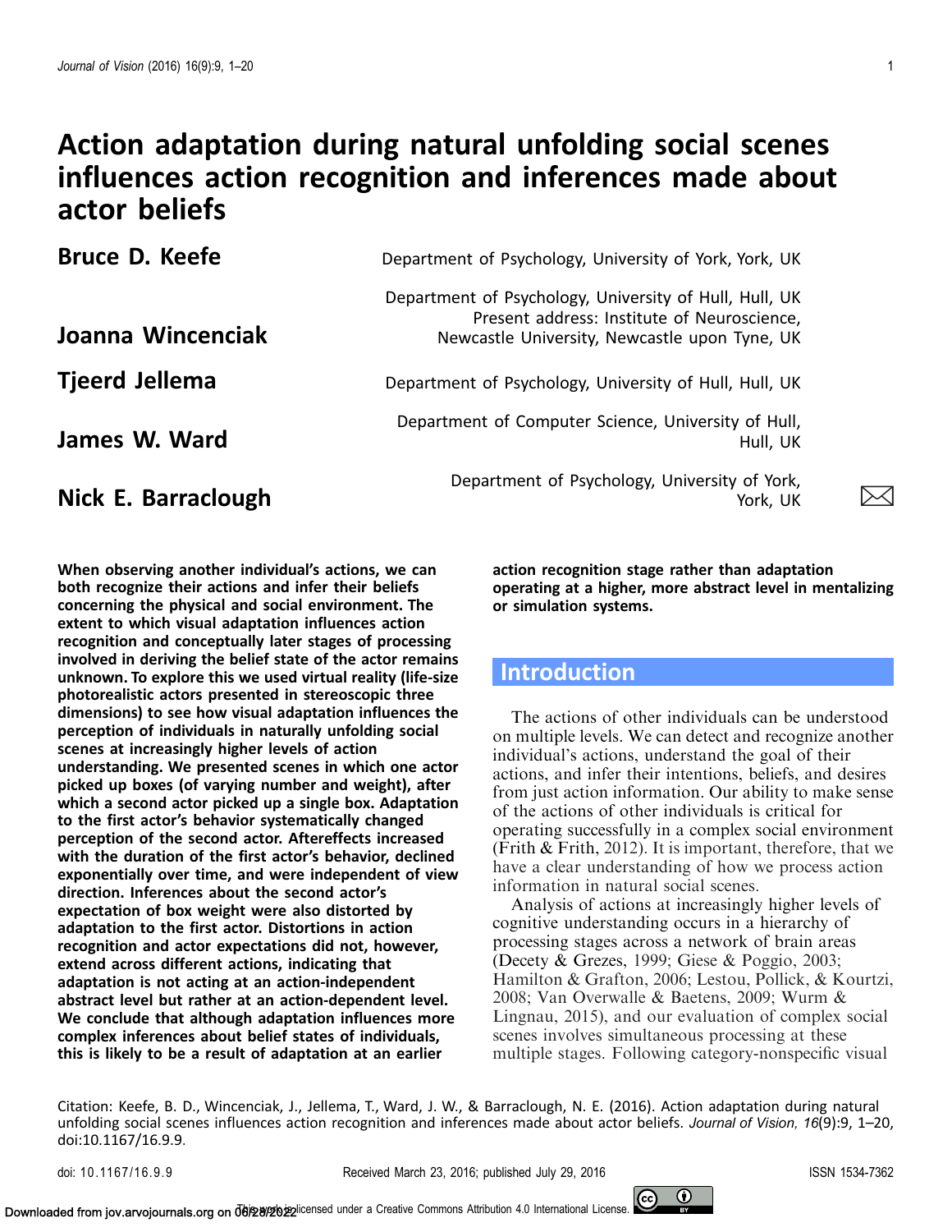# Action adaptation during natural unfolding social scenes influences action recognition and inferences made about actor beliefs

**Bruce D. Keefe** — Department of Psychology, University of York, York, UK

**Joanna Wincenciak** — Department of Psychology, University of Hull, Hull, UK; Present address: Institute of Neuroscience, Newcastle University, Newcastle upon Tyne, UK

**Tjeerd Jellema** — Department of Psychology, University of Hull, Hull, UK

**James W. Ward** — Department of Computer Science, University of Hull, Hull, UK

**Nick E. Barraclough** — Department of Psychology, University of York, York, UK

**When observing another individual's actions, we can both recognize their actions and infer their beliefs concerning the physical and social environment. The extent to which visual adaptation influences action recognition and conceptually later stages of processing involved in deriving the belief state of the actor remains unknown. To explore this we used virtual reality (life-size photorealistic actors presented in stereoscopic three dimensions) to see how visual adaptation influences the perception of individuals in naturally unfolding social scenes at increasingly higher levels of action understanding. We presented scenes in which one actor picked up boxes (of varying number and weight), after which a second actor picked up a single box. Adaptation to the first actor's behavior systematically changed perception of the second actor. Aftereffects increased with the duration of the first actor's behavior, declined exponentially over time, and were independent of view direction. Inferences about the second actor's expectation of box weight were also distorted by adaptation to the first actor. Distortions in action recognition and actor expectations did not, however, extend across different actions, indicating that adaptation is not acting at an action-independent abstract level but rather at an action-dependent level. We conclude that although adaptation influences more complex inferences about belief states of individuals, this is likely to be a result of adaptation at an earlier action recognition stage rather than adaptation operating at a higher, more abstract level in mentalizing or simulation systems.**

## Introduction

The actions of other individuals can be understood on multiple levels. We can detect and recognize another individual's actions, understand the goal of their actions, and infer their intentions, beliefs, and desires from just action information. Our ability to make sense of the actions of other individuals is critical for operating successfully in a complex social environment (Frith & Frith, 2012). It is important, therefore, that we have a clear understanding of how we process action information in natural social scenes.

Analysis of actions at increasingly higher levels of cognitive understanding occurs in a hierarchy of processing stages across a network of brain areas (Decety & Grezes, 1999; Giese & Poggio, 2003; Hamilton & Grafton, 2006; Lestou, Pollick, & Kourtzi, 2008; Van Overwalle & Baetens, 2009; Wurm & Lingnau, 2015), and our evaluation of complex social scenes involves simultaneous processing at these multiple stages. Following category-nonspecific visual

Citation: Keefe, B. D., Wincenciak, J., Jellema, T., Ward, J. W., & Barraclough, N. E. (2016). Action adaptation during natural unfolding social scenes influences action recognition and inferences made about actor beliefs. *Journal of Vision*, *16*(9):9, 1–20, doi:10.1167/16.9.9.

doi: 10.1167/16.9.9 Received March 23, 2016; published July 29, 2016 ISSN 1534-7362

This work is licensed under a Creative Commons Attribution 4.0 International License.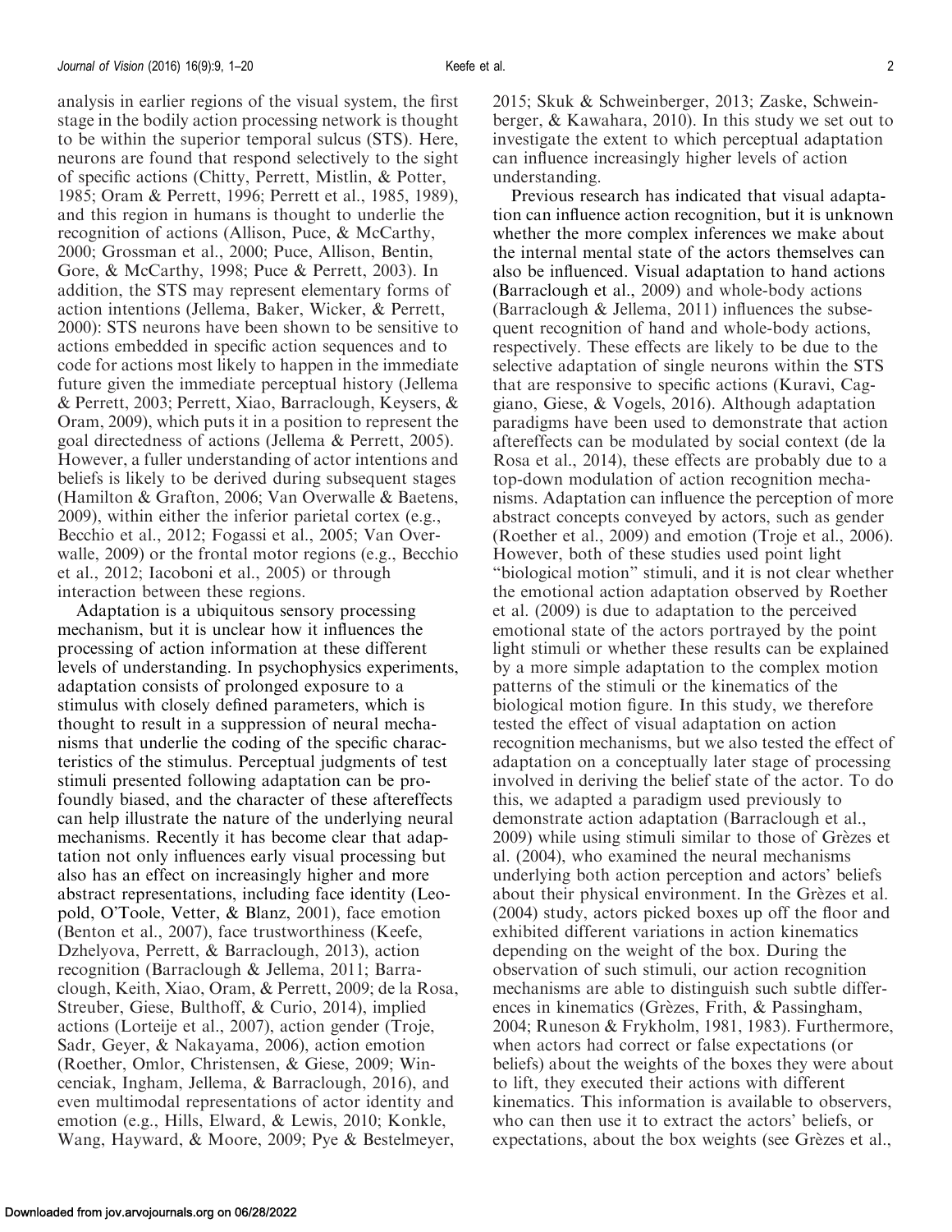analysis in earlier regions of the visual system, the first stage in the bodily action processing network is thought to be within the superior temporal sulcus (STS). Here, neurons are found that respond selectively to the sight of specific actions (Chitty, Perrett, Mistlin, & Potter, 1985; Oram & Perrett, 1996; Perrett et al., 1985, 1989), and this region in humans is thought to underlie the recognition of actions (Allison, Puce, & McCarthy, 2000; Grossman et al., 2000; Puce, Allison, Bentin, Gore, & McCarthy, 1998; Puce & Perrett, 2003). In addition, the STS may represent elementary forms of action intentions (Jellema, Baker, Wicker, & Perrett, 2000): STS neurons have been shown to be sensitive to actions embedded in specific action sequences and to code for actions most likely to happen in the immediate future given the immediate perceptual history (Jellema & Perrett, 2003; Perrett, Xiao, Barraclough, Keysers, & Oram, 2009), which puts it in a position to represent the goal directedness of actions (Jellema & Perrett, 2005). However, a fuller understanding of actor intentions and beliefs is likely to be derived during subsequent stages (Hamilton & Grafton, 2006; Van Overwalle & Baetens, 2009), within either the inferior parietal cortex (e.g., Becchio et al., 2012; Fogassi et al., 2005; Van Overwalle, 2009) or the frontal motor regions (e.g., Becchio et al., 2012; Iacoboni et al., 2005) or through interaction between these regions.

Adaptation is a ubiquitous sensory processing mechanism, but it is unclear how it influences the processing of action information at these different levels of understanding. In psychophysics experiments, adaptation consists of prolonged exposure to a stimulus with closely defined parameters, which is thought to result in a suppression of neural mechanisms that underlie the coding of the specific characteristics of the stimulus. Perceptual judgments of test stimuli presented following adaptation can be profoundly biased, and the character of these aftereffects can help illustrate the nature of the underlying neural mechanisms. Recently it has become clear that adaptation not only influences early visual processing but also has an effect on increasingly higher and more abstract representations, including face identity (Leopold, O'Toole, Vetter, & Blanz, 2001), face emotion (Benton et al., 2007), face trustworthiness (Keefe, Dzhelyova, Perrett, & Barraclough, 2013), action recognition (Barraclough & Jellema, 2011; Barraclough, Keith, Xiao, Oram, & Perrett, 2009; de la Rosa, Streuber, Giese, Bulthoff, & Curio, 2014), implied actions (Lorteije et al., 2007), action gender (Troje, Sadr, Geyer, & Nakayama, 2006), action emotion (Roether, Omlor, Christensen, & Giese, 2009; Wincenciak, Ingham, Jellema, & Barraclough, 2016), and even multimodal representations of actor identity and emotion (e.g., Hills, Elward, & Lewis, 2010; Konkle, Wang, Hayward, & Moore, 2009; Pye & Bestelmeyer, 2015; Skuk & Schweinberger, 2013; Zaske, Schweinberger, & Kawahara, 2010). In this study we set out to investigate the extent to which perceptual adaptation can influence increasingly higher levels of action understanding.

Previous research has indicated that visual adaptation can influence action recognition, but it is unknown whether the more complex inferences we make about the internal mental state of the actors themselves can also be influenced. Visual adaptation to hand actions (Barraclough et al., 2009) and whole-body actions (Barraclough & Jellema, 2011) influences the subsequent recognition of hand and whole-body actions, respectively. These effects are likely to be due to the selective adaptation of single neurons within the STS that are responsive to specific actions (Kuravi, Caggiano, Giese, & Vogels, 2016). Although adaptation paradigms have been used to demonstrate that action aftereffects can be modulated by social context (de la Rosa et al., 2014), these effects are probably due to a top-down modulation of action recognition mechanisms. Adaptation can influence the perception of more abstract concepts conveyed by actors, such as gender (Roether et al., 2009) and emotion (Troje et al., 2006). However, both of these studies used point light "biological motion" stimuli, and it is not clear whether the emotional action adaptation observed by Roether et al. (2009) is due to adaptation to the perceived emotional state of the actors portrayed by the point light stimuli or whether these results can be explained by a more simple adaptation to the complex motion patterns of the stimuli or the kinematics of the biological motion figure. In this study, we therefore tested the effect of visual adaptation on action recognition mechanisms, but we also tested the effect of adaptation on a conceptually later stage of processing involved in deriving the belief state of the actor. To do this, we adapted a paradigm used previously to demonstrate action adaptation (Barraclough et al., 2009) while using stimuli similar to those of Grèzes et al. (2004), who examined the neural mechanisms underlying both action perception and actors' beliefs about their physical environment. In the Grèzes et al. (2004) study, actors picked boxes up off the floor and exhibited different variations in action kinematics depending on the weight of the box. During the observation of such stimuli, our action recognition mechanisms are able to distinguish such subtle differences in kinematics (Grèzes, Frith, & Passingham, 2004; Runeson & Frykholm, 1981, 1983). Furthermore, when actors had correct or false expectations (or beliefs) about the weights of the boxes they were about to lift, they executed their actions with different kinematics. This information is available to observers, who can then use it to extract the actors' beliefs, or expectations, about the box weights (see Grèzes et al.,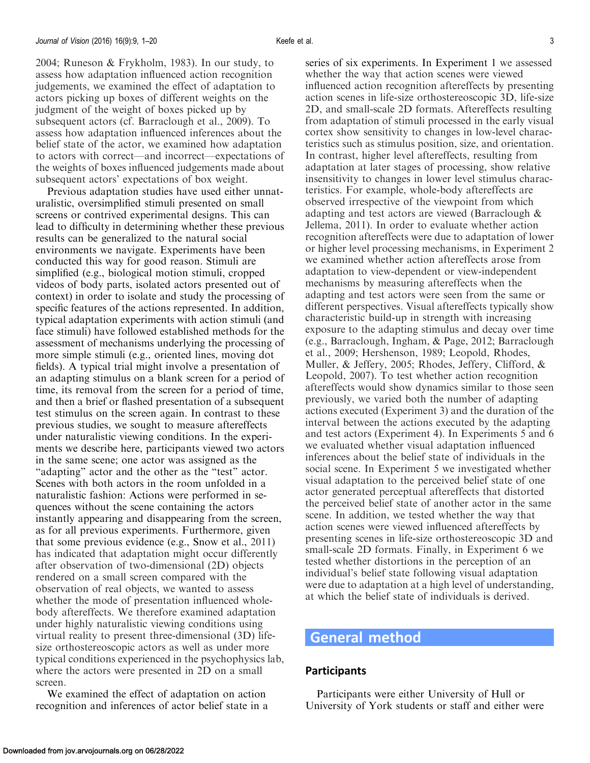2004; Runeson & Frykholm, 1983). In our study, to assess how adaptation influenced action recognition judgements, we examined the effect of adaptation to actors picking up boxes of different weights on the judgment of the weight of boxes picked up by subsequent actors (cf. Barraclough et al., 2009). To assess how adaptation influenced inferences about the belief state of the actor, we examined how adaptation to actors with correct—and incorrect—expectations of the weights of boxes influenced judgements made about subsequent actors' expectations of box weight.

Previous adaptation studies have used either unnaturalistic, oversimplified stimuli presented on small screens or contrived experimental designs. This can lead to difficulty in determining whether these previous results can be generalized to the natural social environments we navigate. Experiments have been conducted this way for good reason. Stimuli are simplified (e.g., biological motion stimuli, cropped videos of body parts, isolated actors presented out of context) in order to isolate and study the processing of specific features of the actions represented. In addition, typical adaptation experiments with action stimuli (and face stimuli) have followed established methods for the assessment of mechanisms underlying the processing of more simple stimuli (e.g., oriented lines, moving dot fields). A typical trial might involve a presentation of an adapting stimulus on a blank screen for a period of time, its removal from the screen for a period of time, and then a brief or flashed presentation of a subsequent test stimulus on the screen again. In contrast to these previous studies, we sought to measure aftereffects under naturalistic viewing conditions. In the experiments we describe here, participants viewed two actors in the same scene; one actor was assigned as the "adapting" actor and the other as the "test" actor. Scenes with both actors in the room unfolded in a naturalistic fashion: Actions were performed in sequences without the scene containing the actors instantly appearing and disappearing from the screen, as for all previous experiments. Furthermore, given that some previous evidence (e.g., Snow et al., 2011) has indicated that adaptation might occur differently after observation of two-dimensional (2D) objects rendered on a small screen compared with the observation of real objects, we wanted to assess whether the mode of presentation influenced whole-body aftereffects. We therefore examined adaptation under highly naturalistic viewing conditions using virtual reality to present three-dimensional (3D) life-size orthostereoscopic actors as well as under more typical conditions experienced in the psychophysics lab, where the actors were presented in 2D on a small screen.

We examined the effect of adaptation on action recognition and inferences of actor belief state in a series of six experiments. In Experiment 1 we assessed whether the way that action scenes were viewed influenced action recognition aftereffects by presenting action scenes in life-size orthostereoscopic 3D, life-size 2D, and small-scale 2D formats. Aftereffects resulting from adaptation of stimuli processed in the early visual cortex show sensitivity to changes in low-level characteristics such as stimulus position, size, and orientation. In contrast, higher level aftereffects, resulting from adaptation at later stages of processing, show relative insensitivity to changes in lower level stimulus characteristics. For example, whole-body aftereffects are observed irrespective of the viewpoint from which adapting and test actors are viewed (Barraclough & Jellema, 2011). In order to evaluate whether action recognition aftereffects were due to adaptation of lower or higher level processing mechanisms, in Experiment 2 we examined whether action aftereffects arose from adaptation to view-dependent or view-independent mechanisms by measuring aftereffects when the adapting and test actors were seen from the same or different perspectives. Visual aftereffects typically show characteristic build-up in strength with increasing exposure to the adapting stimulus and decay over time (e.g., Barraclough, Ingham, & Page, 2012; Barraclough et al., 2009; Hershenson, 1989; Leopold, Rhodes, Muller, & Jeffery, 2005; Rhodes, Jeffery, Clifford, & Leopold, 2007). To test whether action recognition aftereffects would show dynamics similar to those seen previously, we varied both the number of adapting actions executed (Experiment 3) and the duration of the interval between the actions executed by the adapting and test actors (Experiment 4). In Experiments 5 and 6 we evaluated whether visual adaptation influenced inferences about the belief state of individuals in the social scene. In Experiment 5 we investigated whether visual adaptation to the perceived belief state of one actor generated perceptual aftereffects that distorted the perceived belief state of another actor in the same scene. In addition, we tested whether the way that action scenes were viewed influenced aftereffects by presenting scenes in life-size orthostereoscopic 3D and small-scale 2D formats. Finally, in Experiment 6 we tested whether distortions in the perception of an individual's belief state following visual adaptation were due to adaptation at a high level of understanding, at which the belief state of individuals is derived.

## General method

### Participants

Participants were either University of Hull or University of York students or staff and either were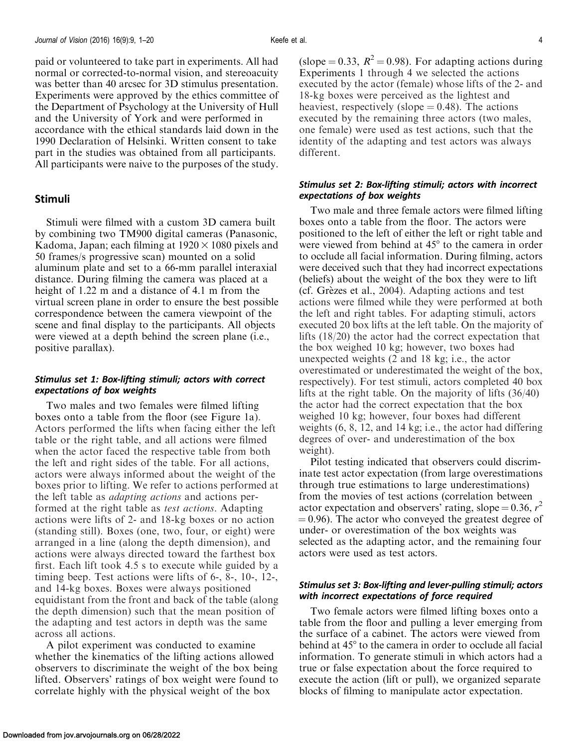paid or volunteered to take part in experiments. All had normal or corrected-to-normal vision, and stereoacuity was better than 40 arcsec for 3D stimulus presentation. Experiments were approved by the ethics committee of the Department of Psychology at the University of Hull and the University of York and were performed in accordance with the ethical standards laid down in the 1990 Declaration of Helsinki. Written consent to take part in the studies was obtained from all participants. All participants were naive to the purposes of the study.

## Stimuli

Stimuli were filmed with a custom 3D camera built by combining two TM900 digital cameras (Panasonic, Kadoma, Japan; each filming at $1920 \times 1080$ pixels and 50 frames/s progressive scan) mounted on a solid aluminum plate and set to a 66-mm parallel interaxial distance. During filming the camera was placed at a height of 1.22 m and a distance of 4.1 m from the virtual screen plane in order to ensure the best possible correspondence between the camera viewpoint of the scene and final display to the participants. All objects were viewed at a depth behind the screen plane (i.e., positive parallax).

### Stimulus set 1: Box-lifting stimuli; actors with correct expectations of box weights

Two males and two females were filmed lifting boxes onto a table from the floor (see Figure 1a). Actors performed the lifts when facing either the left table or the right table, and all actions were filmed when the actor faced the respective table from both the left and right sides of the table. For all actions, actors were always informed about the weight of the boxes prior to lifting. We refer to actions performed at the left table as *adapting actions* and actions performed at the right table as *test actions*. Adapting actions were lifts of 2- and 18-kg boxes or no action (standing still). Boxes (one, two, four, or eight) were arranged in a line (along the depth dimension), and actions were always directed toward the farthest box first. Each lift took 4.5 s to execute while guided by a timing beep. Test actions were lifts of 6-, 8-, 10-, 12-, and 14-kg boxes. Boxes were always positioned equidistant from the front and back of the table (along the depth dimension) such that the mean position of the adapting and test actors in depth was the same across all actions.

A pilot experiment was conducted to examine whether the kinematics of the lifting actions allowed observers to discriminate the weight of the box being lifted. Observers' ratings of box weight were found to correlate highly with the physical weight of the box (slope = 0.33, $R^2 = 0.98$). For adapting actions during Experiments 1 through 4 we selected the actions executed by the actor (female) whose lifts of the 2- and 18-kg boxes were perceived as the lightest and heaviest, respectively (slope = 0.48). The actions executed by the remaining three actors (two males, one female) were used as test actions, such that the identity of the adapting and test actors was always different.

### Stimulus set 2: Box-lifting stimuli; actors with incorrect expectations of box weights

Two male and three female actors were filmed lifting boxes onto a table from the floor. The actors were positioned to the left of either the left or right table and were viewed from behind at 45° to the camera in order to occlude all facial information. During filming, actors were deceived such that they had incorrect expectations (beliefs) about the weight of the box they were to lift (cf. Grèzes et al., 2004). Adapting actions and test actions were filmed while they were performed at both the left and right tables. For adapting stimuli, actors executed 20 box lifts at the left table. On the majority of lifts (18/20) the actor had the correct expectation that the box weighed 10 kg; however, two boxes had unexpected weights (2 and 18 kg; i.e., the actor overestimated or underestimated the weight of the box, respectively). For test stimuli, actors completed 40 box lifts at the right table. On the majority of lifts (36/40) the actor had the correct expectation that the box weighed 10 kg; however, four boxes had different weights (6, 8, 12, and 14 kg; i.e., the actor had differing degrees of over- and underestimation of the box weight).

Pilot testing indicated that observers could discriminate test actor expectation (from large overestimations through true estimations to large underestimations) from the movies of test actions (correlation between actor expectation and observers' rating, slope = 0.36, $r^2 = 0.96$). The actor who conveyed the greatest degree of under- or overestimation of the box weights was selected as the adapting actor, and the remaining four actors were used as test actors.

### Stimulus set 3: Box-lifting and lever-pulling stimuli; actors with incorrect expectations of force required

Two female actors were filmed lifting boxes onto a table from the floor and pulling a lever emerging from the surface of a cabinet. The actors were viewed from behind at 45° to the camera in order to occlude all facial information. To generate stimuli in which actors had a true or false expectation about the force required to execute the action (lift or pull), we organized separate blocks of filming to manipulate actor expectation.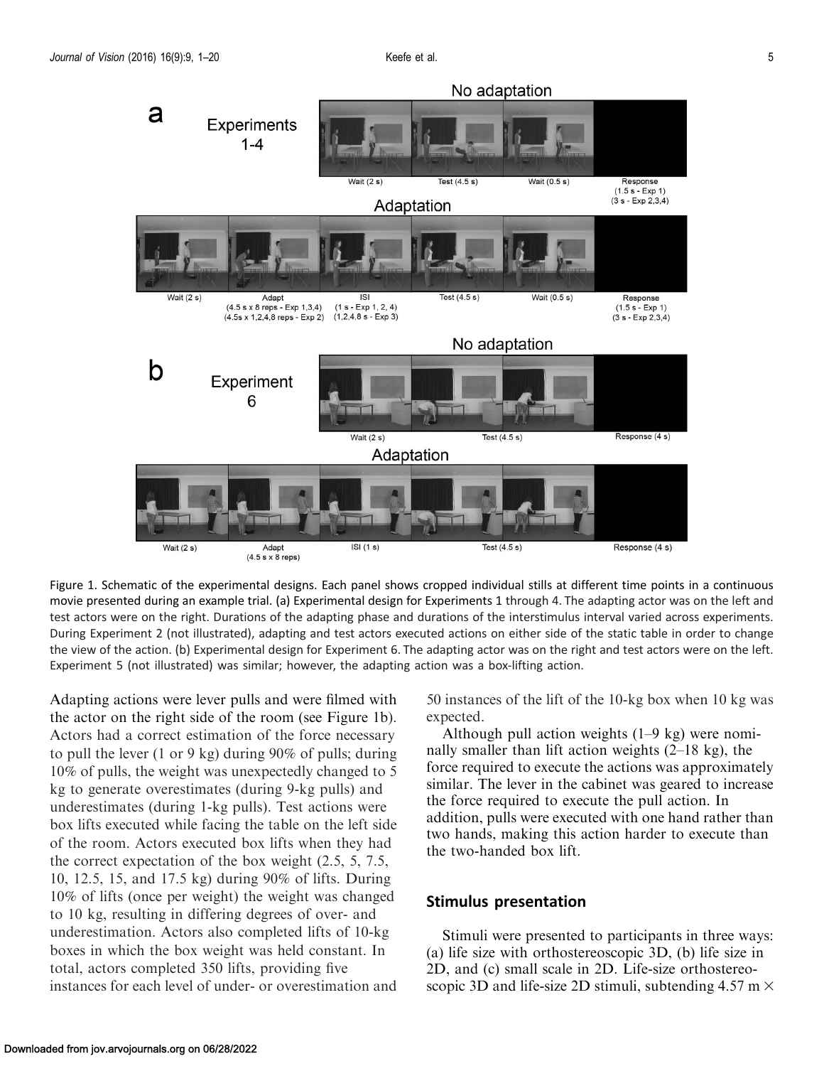Figure 1. Schematic of the experimental designs. Each panel shows cropped individual stills at different time points in a continuous movie presented during an example trial. (a) Experimental design for Experiments 1 through 4. The adapting actor was on the left and test actors were on the right. Durations of the adapting phase and durations of the interstimulus interval varied across experiments. During Experiment 2 (not illustrated), adapting and test actors executed actions on either side of the static table in order to change the view of the action. (b) Experimental design for Experiment 6. The adapting actor was on the right and test actors were on the left. Experiment 5 (not illustrated) was similar; however, the adapting action was a box-lifting action.

Adapting actions were lever pulls and were filmed with the actor on the right side of the room (see Figure 1b). Actors had a correct estimation of the force necessary to pull the lever (1 or 9 kg) during 90% of pulls; during 10% of pulls, the weight was unexpectedly changed to 5 kg to generate overestimates (during 9-kg pulls) and underestimates (during 1-kg pulls). Test actions were box lifts executed while facing the table on the left side of the room. Actors executed box lifts when they had the correct expectation of the box weight (2.5, 5, 7.5, 10, 12.5, 15, and 17.5 kg) during 90% of lifts. During 10% of lifts (once per weight) the weight was changed to 10 kg, resulting in differing degrees of over- and underestimation. Actors also completed lifts of 10-kg boxes in which the box weight was held constant. In total, actors completed 350 lifts, providing five instances for each level of under- or overestimation and 50 instances of the lift of the 10-kg box when 10 kg was expected.

Although pull action weights (1–9 kg) were nominally smaller than lift action weights (2–18 kg), the force required to execute the actions was approximately similar. The lever in the cabinet was geared to increase the force required to execute the pull action. In addition, pulls were executed with one hand rather than two hands, making this action harder to execute than the two-handed box lift.

## Stimulus presentation

Stimuli were presented to participants in three ways: (a) life size with orthostereoscopic 3D, (b) life size in 2D, and (c) small scale in 2D. Life-size orthostereoscopic 3D and life-size 2D stimuli, subtending 4.57 m ×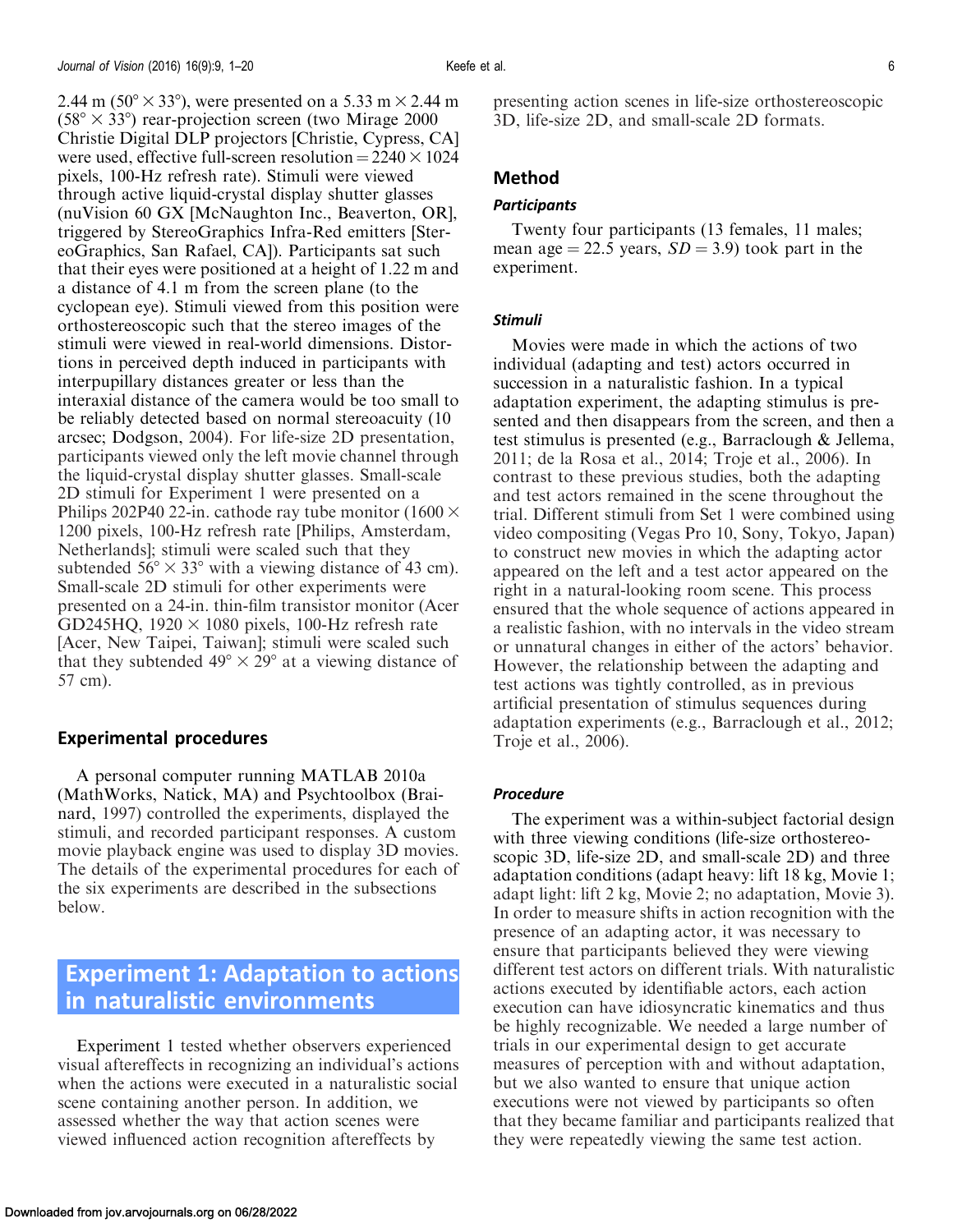2.44 m (50° × 33°), were presented on a 5.33 m × 2.44 m (58° × 33°) rear-projection screen (two Mirage 2000 Christie Digital DLP projectors [Christie, Cypress, CA] were used, effective full-screen resolution = 2240 × 1024 pixels, 100-Hz refresh rate). Stimuli were viewed through active liquid-crystal display shutter glasses (nuVision 60 GX [McNaughton Inc., Beaverton, OR], triggered by StereoGraphics Infra-Red emitters [StereoGraphics, San Rafael, CA]). Participants sat such that their eyes were positioned at a height of 1.22 m and a distance of 4.1 m from the screen plane (to the cyclopean eye). Stimuli viewed from this position were orthostereoscopic such that the stereo images of the stimuli were viewed in real-world dimensions. Distortions in perceived depth induced in participants with interpupillary distances greater or less than the interaxial distance of the camera would be too small to be reliably detected based on normal stereoacuity (10 arcsec; Dodgson, 2004). For life-size 2D presentation, participants viewed only the left movie channel through the liquid-crystal display shutter glasses. Small-scale 2D stimuli for Experiment 1 were presented on a Philips 202P40 22-in. cathode ray tube monitor (1600 × 1200 pixels, 100-Hz refresh rate [Philips, Amsterdam, Netherlands]; stimuli were scaled such that they subtended 56° × 33° with a viewing distance of 43 cm). Small-scale 2D stimuli for other experiments were presented on a 24-in. thin-film transistor monitor (Acer GD245HQ, 1920 × 1080 pixels, 100-Hz refresh rate [Acer, New Taipei, Taiwan]; stimuli were scaled such that they subtended 49° × 29° at a viewing distance of 57 cm).

## Experimental procedures

A personal computer running MATLAB 2010a (MathWorks, Natick, MA) and Psychtoolbox (Brainard, 1997) controlled the experiments, displayed the stimuli, and recorded participant responses. A custom movie playback engine was used to display 3D movies. The details of the experimental procedures for each of the six experiments are described in the subsections below.

# Experiment 1: Adaptation to actions in naturalistic environments

Experiment 1 tested whether observers experienced visual aftereffects in recognizing an individual's actions when the actions were executed in a naturalistic social scene containing another person. In addition, we assessed whether the way that action scenes were viewed influenced action recognition aftereffects by presenting action scenes in life-size orthostereoscopic 3D, life-size 2D, and small-scale 2D formats.

## Method

### Participants

Twenty four participants (13 females, 11 males; mean age = 22.5 years, *SD* = 3.9) took part in the experiment.

### Stimuli

Movies were made in which the actions of two individual (adapting and test) actors occurred in succession in a naturalistic fashion. In a typical adaptation experiment, the adapting stimulus is presented and then disappears from the screen, and then a test stimulus is presented (e.g., Barraclough & Jellema, 2011; de la Rosa et al., 2014; Troje et al., 2006). In contrast to these previous studies, both the adapting and test actors remained in the scene throughout the trial. Different stimuli from Set 1 were combined using video compositing (Vegas Pro 10, Sony, Tokyo, Japan) to construct new movies in which the adapting actor appeared on the left and a test actor appeared on the right in a natural-looking room scene. This process ensured that the whole sequence of actions appeared in a realistic fashion, with no intervals in the video stream or unnatural changes in either of the actors' behavior. However, the relationship between the adapting and test actions was tightly controlled, as in previous artificial presentation of stimulus sequences during adaptation experiments (e.g., Barraclough et al., 2012; Troje et al., 2006).

### Procedure

The experiment was a within-subject factorial design with three viewing conditions (life-size orthostereoscopic 3D, life-size 2D, and small-scale 2D) and three adaptation conditions (adapt heavy: lift 18 kg, Movie 1; adapt light: lift 2 kg, Movie 2; no adaptation, Movie 3). In order to measure shifts in action recognition with the presence of an adapting actor, it was necessary to ensure that participants believed they were viewing different test actors on different trials. With naturalistic actions executed by identifiable actors, each action execution can have idiosyncratic kinematics and thus be highly recognizable. We needed a large number of trials in our experimental design to get accurate measures of perception with and without adaptation, but we also wanted to ensure that unique action executions were not viewed by participants so often that they became familiar and participants realized that they were repeatedly viewing the same test action.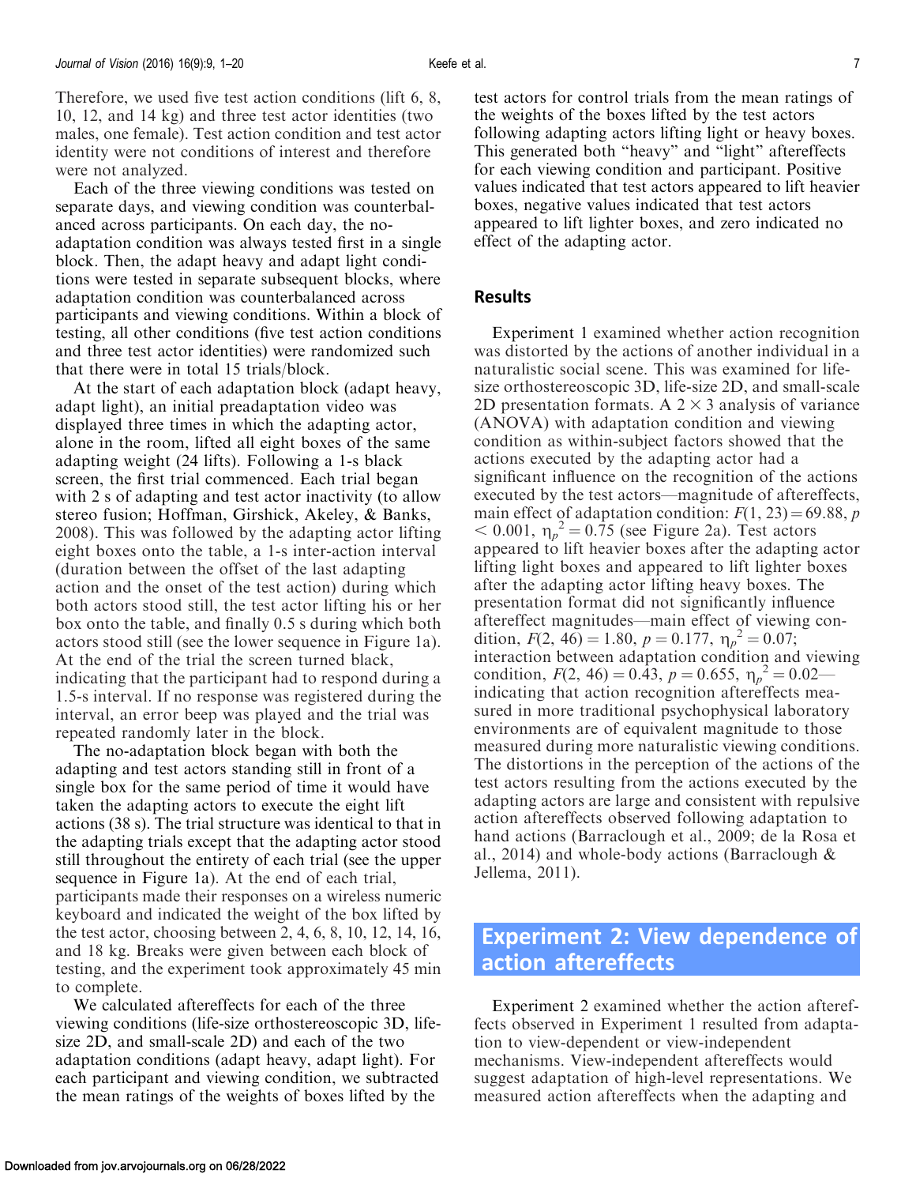Therefore, we used five test action conditions (lift 6, 8, 10, 12, and 14 kg) and three test actor identities (two males, one female). Test action condition and test actor identity were not conditions of interest and therefore were not analyzed.

Each of the three viewing conditions was tested on separate days, and viewing condition was counterbalanced across participants. On each day, the no-adaptation condition was always tested first in a single block. Then, the adapt heavy and adapt light conditions were tested in separate subsequent blocks, where adaptation condition was counterbalanced across participants and viewing conditions. Within a block of testing, all other conditions (five test action conditions and three test actor identities) were randomized such that there were in total 15 trials/block.

At the start of each adaptation block (adapt heavy, adapt light), an initial preadaptation video was displayed three times in which the adapting actor, alone in the room, lifted all eight boxes of the same adapting weight (24 lifts). Following a 1-s black screen, the first trial commenced. Each trial began with 2 s of adapting and test actor inactivity (to allow stereo fusion; Hoffman, Girshick, Akeley, & Banks, 2008). This was followed by the adapting actor lifting eight boxes onto the table, a 1-s inter-action interval (duration between the offset of the last adapting action and the onset of the test action) during which both actors stood still, the test actor lifting his or her box onto the table, and finally 0.5 s during which both actors stood still (see the lower sequence in Figure 1a). At the end of the trial the screen turned black, indicating that the participant had to respond during a 1.5-s interval. If no response was registered during the interval, an error beep was played and the trial was repeated randomly later in the block.

The no-adaptation block began with both the adapting and test actors standing still in front of a single box for the same period of time it would have taken the adapting actors to execute the eight lift actions (38 s). The trial structure was identical to that in the adapting trials except that the adapting actor stood still throughout the entirety of each trial (see the upper sequence in Figure 1a). At the end of each trial, participants made their responses on a wireless numeric keyboard and indicated the weight of the box lifted by the test actor, choosing between 2, 4, 6, 8, 10, 12, 14, 16, and 18 kg. Breaks were given between each block of testing, and the experiment took approximately 45 min to complete.

We calculated aftereffects for each of the three viewing conditions (life-size orthostereoscopic 3D, life-size 2D, and small-scale 2D) and each of the two adaptation conditions (adapt heavy, adapt light). For each participant and viewing condition, we subtracted the mean ratings of the weights of boxes lifted by the test actors for control trials from the mean ratings of the weights of the boxes lifted by the test actors following adapting actors lifting light or heavy boxes. This generated both "heavy" and "light" aftereffects for each viewing condition and participant. Positive values indicated that test actors appeared to lift heavier boxes, negative values indicated that test actors appeared to lift lighter boxes, and zero indicated no effect of the adapting actor.

## Results

Experiment 1 examined whether action recognition was distorted by the actions of another individual in a naturalistic social scene. This was examined for life-size orthostereoscopic 3D, life-size 2D, and small-scale 2D presentation formats. A $2 \times 3$ analysis of variance (ANOVA) with adaptation condition and viewing condition as within-subject factors showed that the actions executed by the adapting actor had a significant influence on the recognition of the actions executed by the test actors—magnitude of aftereffects, main effect of adaptation condition: $F(1, 23) = 69.88$, $p < 0.001$, $\eta_p^2 = 0.75$ (see Figure 2a). Test actors appeared to lift heavier boxes after the adapting actor lifting light boxes and appeared to lift lighter boxes after the adapting actor lifting heavy boxes. The presentation format did not significantly influence aftereffect magnitudes—main effect of viewing condition, $F(2, 46) = 1.80$, $p = 0.177$, $\eta_p^2 = 0.07$; interaction between adaptation condition and viewing condition, $F(2, 46) = 0.43$, $p = 0.655$, $\eta_p^2 = 0.02$—indicating that action recognition aftereffects measured in more traditional psychophysical laboratory environments are of equivalent magnitude to those measured during more naturalistic viewing conditions. The distortions in the perception of the actions of the test actors resulting from the actions executed by the adapting actors are large and consistent with repulsive action aftereffects observed following adaptation to hand actions (Barraclough et al., 2009; de la Rosa et al., 2014) and whole-body actions (Barraclough & Jellema, 2011).

# Experiment 2: View dependence of action aftereffects

Experiment 2 examined whether the action aftereffects observed in Experiment 1 resulted from adaptation to view-dependent or view-independent mechanisms. View-independent aftereffects would suggest adaptation of high-level representations. We measured action aftereffects when the adapting and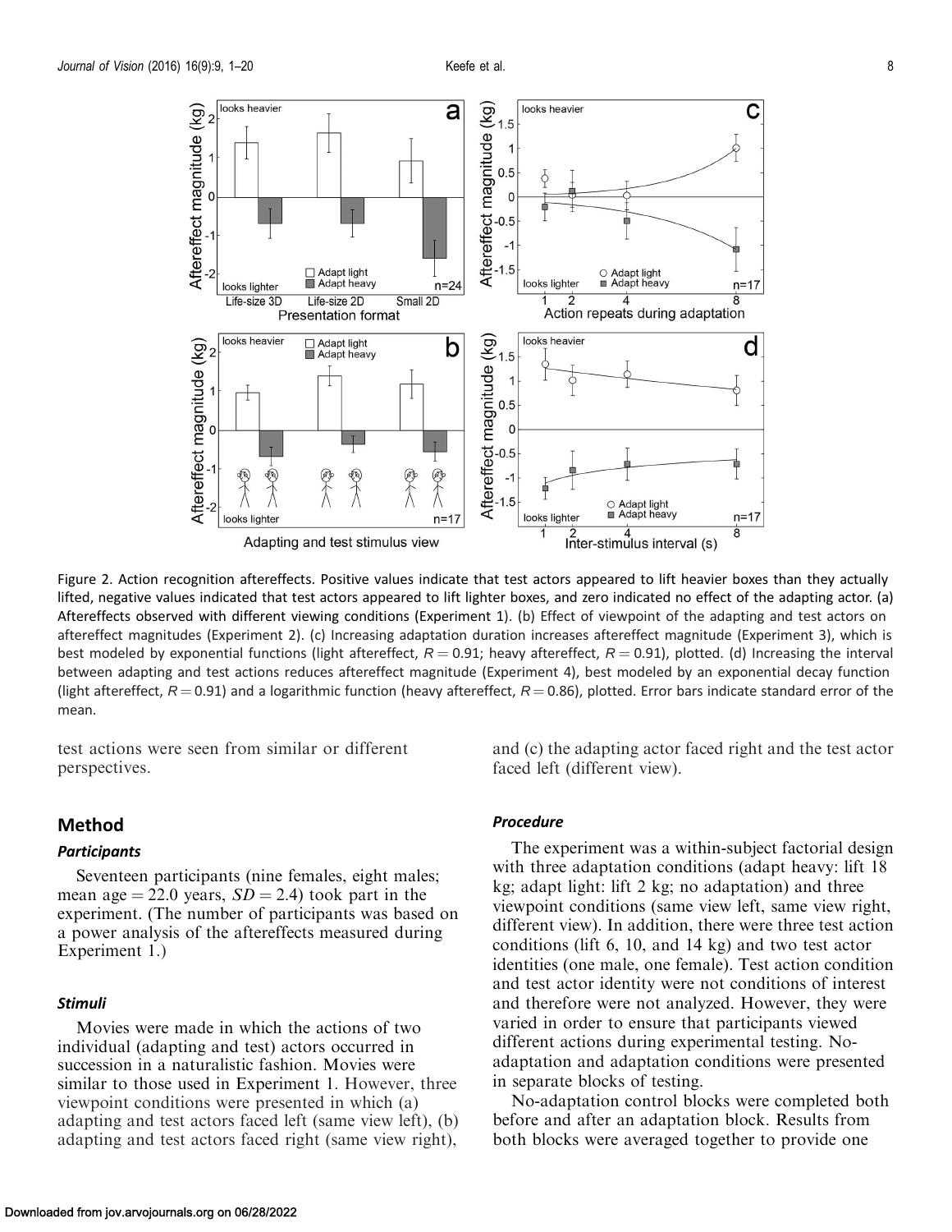Figure 2. Action recognition aftereffects. Positive values indicate that test actors appeared to lift heavier boxes than they actually lifted, negative values indicated that test actors appeared to lift lighter boxes, and zero indicated no effect of the adapting actor. (a) Aftereffects observed with different viewing conditions (Experiment 1). (b) Effect of viewpoint of the adapting and test actors on aftereffect magnitudes (Experiment 2). (c) Increasing adaptation duration increases aftereffect magnitude (Experiment 3), which is best modeled by exponential functions (light aftereffect, $R = 0.91$; heavy aftereffect, $R = 0.91$), plotted. (d) Increasing the interval between adapting and test actions reduces aftereffect magnitude (Experiment 4), best modeled by an exponential decay function (light aftereffect, $R = 0.91$) and a logarithmic function (heavy aftereffect, $R = 0.86$), plotted. Error bars indicate standard error of the mean.

test actions were seen from similar or different perspectives.

## Method

### *Participants*

Seventeen participants (nine females, eight males; mean age = 22.0 years, $SD = 2.4$) took part in the experiment. (The number of participants was based on a power analysis of the aftereffects measured during Experiment 1.)

### *Stimuli*

Movies were made in which the actions of two individual (adapting and test) actors occurred in succession in a naturalistic fashion. Movies were similar to those used in Experiment 1. However, three viewpoint conditions were presented in which (a) adapting and test actors faced left (same view left), (b) adapting and test actors faced right (same view right), and (c) the adapting actor faced right and the test actor faced left (different view).

### *Procedure*

The experiment was a within-subject factorial design with three adaptation conditions (adapt heavy: lift 18 kg; adapt light: lift 2 kg; no adaptation) and three viewpoint conditions (same view left, same view right, different view). In addition, there were three test action conditions (lift 6, 10, and 14 kg) and two test actor identities (one male, one female). Test action condition and test actor identity were not conditions of interest and therefore were not analyzed. However, they were varied in order to ensure that participants viewed different actions during experimental testing. No-adaptation and adaptation conditions were presented in separate blocks of testing.

No-adaptation control blocks were completed both before and after an adaptation block. Results from both blocks were averaged together to provide one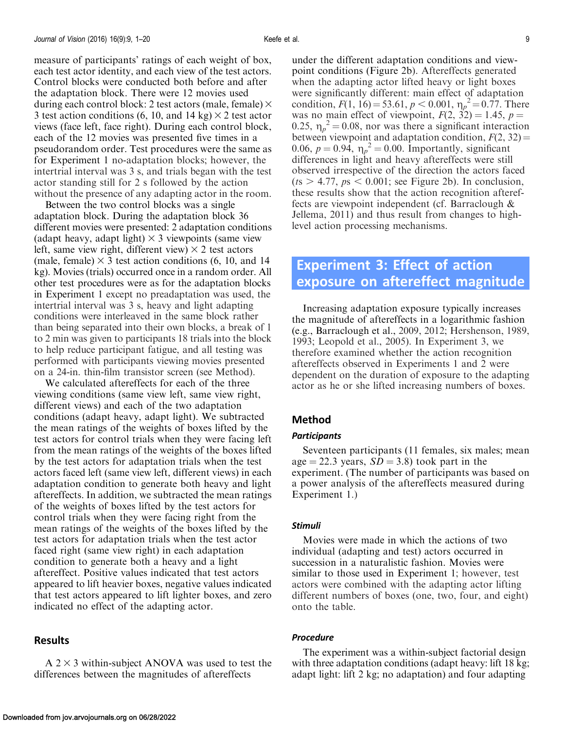measure of participants' ratings of each weight of box, each test actor identity, and each view of the test actors. Control blocks were conducted both before and after the adaptation block. There were 12 movies used during each control block: 2 test actors (male, female) × 3 test action conditions (6, 10, and 14 kg) × 2 test actor views (face left, face right). During each control block, each of the 12 movies was presented five times in a pseudorandom order. Test procedures were the same as for Experiment 1 no-adaptation blocks; however, the intertrial interval was 3 s, and trials began with the test actor standing still for 2 s followed by the action without the presence of any adapting actor in the room.

Between the two control blocks was a single adaptation block. During the adaptation block 36 different movies were presented: 2 adaptation conditions (adapt heavy, adapt light) × 3 viewpoints (same view left, same view right, different view) × 2 test actors (male, female) × 3 test action conditions (6, 10, and 14 kg). Movies (trials) occurred once in a random order. All other test procedures were as for the adaptation blocks in Experiment 1 except no preadaptation was used, the intertrial interval was 3 s, heavy and light adapting conditions were interleaved in the same block rather than being separated into their own blocks, a break of 1 to 2 min was given to participants 18 trials into the block to help reduce participant fatigue, and all testing was performed with participants viewing movies presented on a 24-in. thin-film transistor screen (see Method).

We calculated aftereffects for each of the three viewing conditions (same view left, same view right, different views) and each of the two adaptation conditions (adapt heavy, adapt light). We subtracted the mean ratings of the weights of boxes lifted by the test actors for control trials when they were facing left from the mean ratings of the weights of the boxes lifted by the test actors for adaptation trials when the test actors faced left (same view left, different views) in each adaptation condition to generate both heavy and light aftereffects. In addition, we subtracted the mean ratings of the weights of boxes lifted by the test actors for control trials when they were facing right from the mean ratings of the weights of the boxes lifted by the test actors for adaptation trials when the test actor faced right (same view right) in each adaptation condition to generate both a heavy and a light aftereffect. Positive values indicated that test actors appeared to lift heavier boxes, negative values indicated that test actors appeared to lift lighter boxes, and zero indicated no effect of the adapting actor.

## Results

A 2 × 3 within-subject ANOVA was used to test the differences between the magnitudes of aftereffects under the different adaptation conditions and viewpoint conditions (Figure 2b). Aftereffects generated when the adapting actor lifted heavy or light boxes were significantly different: main effect of adaptation condition, $F(1, 16) = 53.61$, $p < 0.001$, $\eta_p^2 = 0.77$. There was no main effect of viewpoint, $F(2, 32) = 1.45$, $p = 0.25$, $\eta_p^2 = 0.08$, nor was there a significant interaction between viewpoint and adaptation condition, $F(2, 32) = 0.06$, $p = 0.94$, $\eta_p^2 = 0.00$. Importantly, significant differences in light and heavy aftereffects were still observed irrespective of the direction the actors faced ($ts > 4.77$, $ps < 0.001$; see Figure 2b). In conclusion, these results show that the action recognition aftereffects are viewpoint independent (cf. Barraclough & Jellema, 2011) and thus result from changes to high-level action processing mechanisms.

# Experiment 3: Effect of action exposure on aftereffect magnitude

Increasing adaptation exposure typically increases the magnitude of aftereffects in a logarithmic fashion (e.g., Barraclough et al., 2009, 2012; Hershenson, 1989, 1993; Leopold et al., 2005). In Experiment 3, we therefore examined whether the action recognition aftereffects observed in Experiments 1 and 2 were dependent on the duration of exposure to the adapting actor as he or she lifted increasing numbers of boxes.

## Method

### *Participants*

Seventeen participants (11 females, six males; mean age = 22.3 years, $SD = 3.8$) took part in the experiment. (The number of participants was based on a power analysis of the aftereffects measured during Experiment 1.)

### *Stimuli*

Movies were made in which the actions of two individual (adapting and test) actors occurred in succession in a naturalistic fashion. Movies were similar to those used in Experiment 1; however, test actors were combined with the adapting actor lifting different numbers of boxes (one, two, four, and eight) onto the table.

### *Procedure*

The experiment was a within-subject factorial design with three adaptation conditions (adapt heavy: lift 18 kg; adapt light: lift 2 kg; no adaptation) and four adapting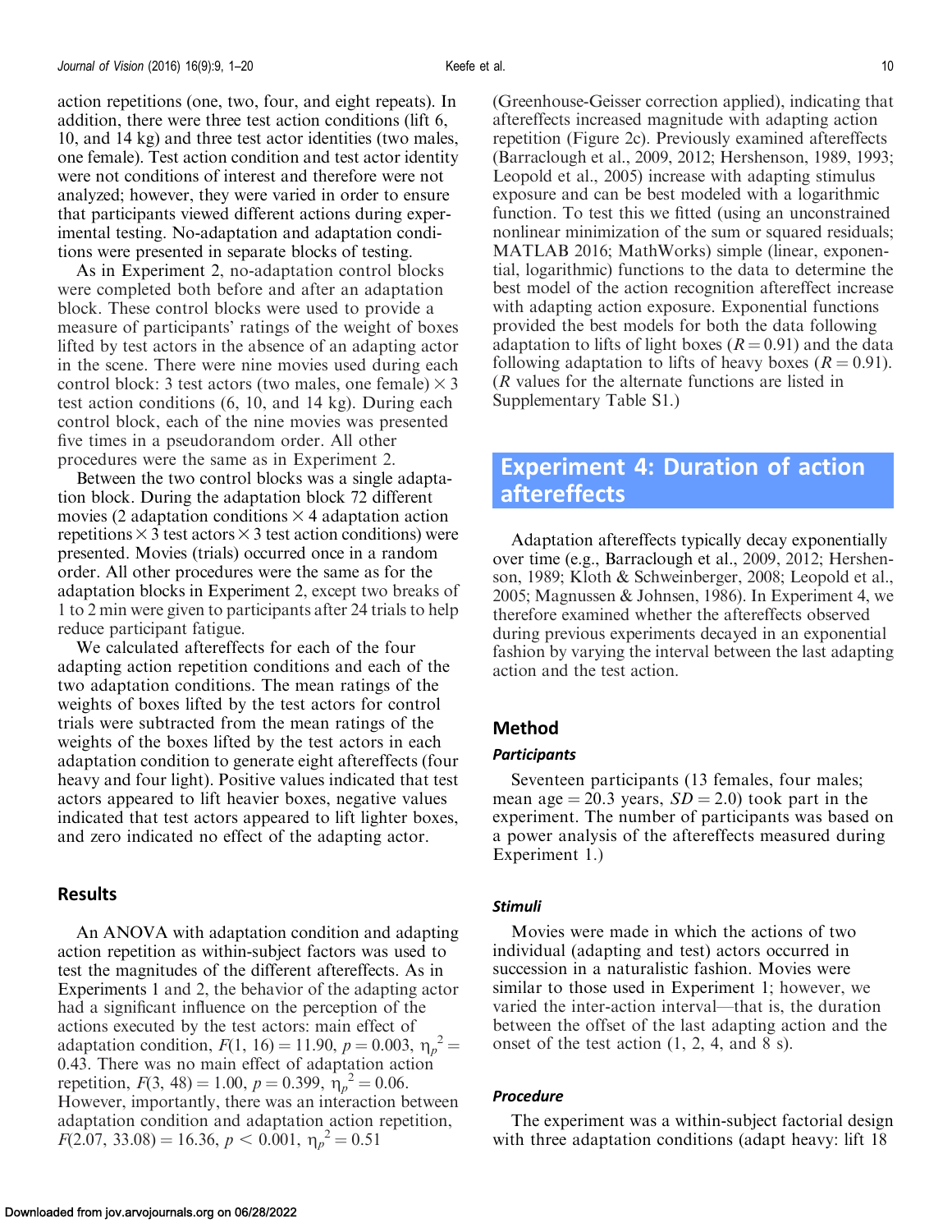action repetitions (one, two, four, and eight repeats). In addition, there were three test action conditions (lift 6, 10, and 14 kg) and three test actor identities (two males, one female). Test action condition and test actor identity were not conditions of interest and therefore were not analyzed; however, they were varied in order to ensure that participants viewed different actions during experimental testing. No-adaptation and adaptation conditions were presented in separate blocks of testing.

As in Experiment 2, no-adaptation control blocks were completed both before and after an adaptation block. These control blocks were used to provide a measure of participants' ratings of the weight of boxes lifted by test actors in the absence of an adapting actor in the scene. There were nine movies used during each control block: 3 test actors (two males, one female) × 3 test action conditions (6, 10, and 14 kg). During each control block, each of the nine movies was presented five times in a pseudorandom order. All other procedures were the same as in Experiment 2.

Between the two control blocks was a single adaptation block. During the adaptation block 72 different movies (2 adaptation conditions × 4 adaptation action repetitions × 3 test actors × 3 test action conditions) were presented. Movies (trials) occurred once in a random order. All other procedures were the same as for the adaptation blocks in Experiment 2, except two breaks of 1 to 2 min were given to participants after 24 trials to help reduce participant fatigue.

We calculated aftereffects for each of the four adapting action repetition conditions and each of the two adaptation conditions. The mean ratings of the weights of boxes lifted by the test actors for control trials were subtracted from the mean ratings of the weights of the boxes lifted by the test actors in each adaptation condition to generate eight aftereffects (four heavy and four light). Positive values indicated that test actors appeared to lift heavier boxes, negative values indicated that test actors appeared to lift lighter boxes, and zero indicated no effect of the adapting actor.

## Results

An ANOVA with adaptation condition and adapting action repetition as within-subject factors was used to test the magnitudes of the different aftereffects. As in Experiments 1 and 2, the behavior of the adapting actor had a significant influence on the perception of the actions executed by the test actors: main effect of adaptation condition, $F(1, 16) = 11.90$, $p = 0.003$, $\eta_p^2 = 0.43$. There was no main effect of adaptation action repetition, $F(3, 48) = 1.00$, $p = 0.399$, $\eta_p^2 = 0.06$. However, importantly, there was an interaction between adaptation condition and adaptation action repetition, $F(2.07, 33.08) = 16.36$, $p < 0.001$, $\eta_p^2 = 0.51$ (Greenhouse-Geisser correction applied), indicating that aftereffects increased magnitude with adapting action repetition (Figure 2c). Previously examined aftereffects (Barraclough et al., 2009, 2012; Hershenson, 1989, 1993; Leopold et al., 2005) increase with adapting stimulus exposure and can be best modeled with a logarithmic function. To test this we fitted (using an unconstrained nonlinear minimization of the sum or squared residuals; MATLAB 2016; MathWorks) simple (linear, exponential, logarithmic) functions to the data to determine the best model of the action recognition aftereffect increase with adapting action exposure. Exponential functions provided the best models for both the data following adaptation to lifts of light boxes ($R = 0.91$) and the data following adaptation to lifts of heavy boxes ($R = 0.91$). ($R$ values for the alternate functions are listed in Supplementary Table S1.)

# Experiment 4: Duration of action aftereffects

Adaptation aftereffects typically decay exponentially over time (e.g., Barraclough et al., 2009, 2012; Hershenson, 1989; Kloth & Schweinberger, 2008; Leopold et al., 2005; Magnussen & Johnsen, 1986). In Experiment 4, we therefore examined whether the aftereffects observed during previous experiments decayed in an exponential fashion by varying the interval between the last adapting action and the test action.

## Method

### Participants

Seventeen participants (13 females, four males; mean age = 20.3 years, $SD = 2.0$) took part in the experiment. The number of participants was based on a power analysis of the aftereffects measured during Experiment 1.)

### Stimuli

Movies were made in which the actions of two individual (adapting and test) actors occurred in succession in a naturalistic fashion. Movies were similar to those used in Experiment 1; however, we varied the inter-action interval—that is, the duration between the offset of the last adapting action and the onset of the test action (1, 2, 4, and 8 s).

### Procedure

The experiment was a within-subject factorial design with three adaptation conditions (adapt heavy: lift 18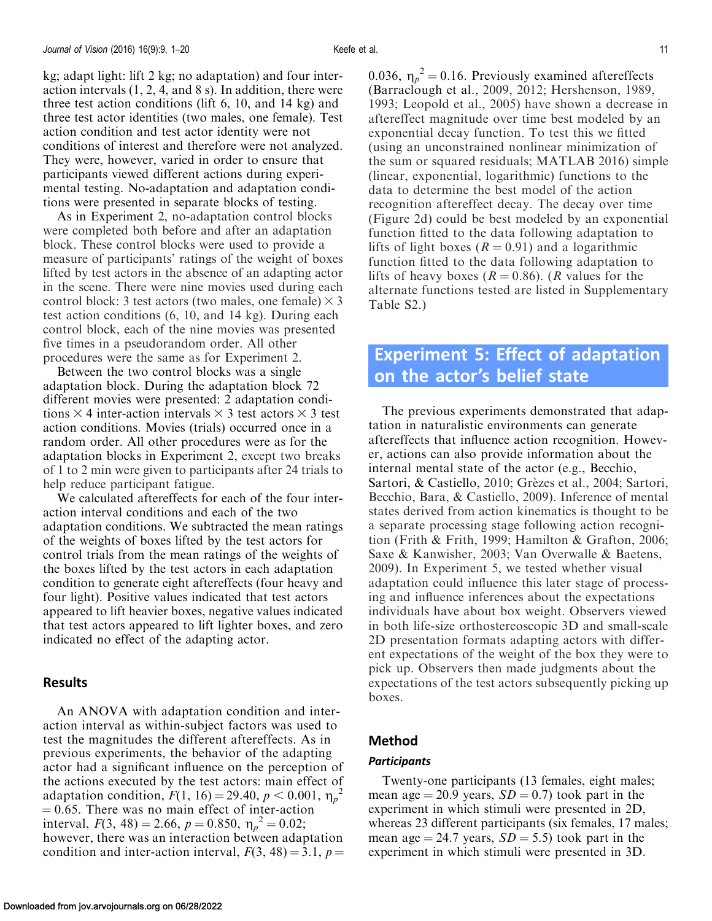kg; adapt light: lift 2 kg; no adaptation) and four inter-action intervals (1, 2, 4, and 8 s). In addition, there were three test action conditions (lift 6, 10, and 14 kg) and three test actor identities (two males, one female). Test action condition and test actor identity were not conditions of interest and therefore were not analyzed. They were, however, varied in order to ensure that participants viewed different actions during experimental testing. No-adaptation and adaptation conditions were presented in separate blocks of testing.

As in Experiment 2, no-adaptation control blocks were completed both before and after an adaptation block. These control blocks were used to provide a measure of participants' ratings of the weight of boxes lifted by test actors in the absence of an adapting actor in the scene. There were nine movies used during each control block: 3 test actors (two males, one female) × 3 test action conditions (6, 10, and 14 kg). During each control block, each of the nine movies was presented five times in a pseudorandom order. All other procedures were the same as for Experiment 2.

Between the two control blocks was a single adaptation block. During the adaptation block 72 different movies were presented: 2 adaptation conditions × 4 inter-action intervals × 3 test actors × 3 test action conditions. Movies (trials) occurred once in a random order. All other procedures were as for the adaptation blocks in Experiment 2, except two breaks of 1 to 2 min were given to participants after 24 trials to help reduce participant fatigue.

We calculated aftereffects for each of the four inter-action interval conditions and each of the two adaptation conditions. We subtracted the mean ratings of the weights of boxes lifted by the test actors for control trials from the mean ratings of the weights of the boxes lifted by the test actors in each adaptation condition to generate eight aftereffects (four heavy and four light). Positive values indicated that test actors appeared to lift heavier boxes, negative values indicated that test actors appeared to lift lighter boxes, and zero indicated no effect of the adapting actor.

### Results

An ANOVA with adaptation condition and inter-action interval as within-subject factors was used to test the magnitudes the different aftereffects. As in previous experiments, the behavior of the adapting actor had a significant influence on the perception of the actions executed by the test actors: main effect of adaptation condition, $F(1, 16) = 29.40$, $p < 0.001$, $\eta_p^2 = 0.65$. There was no main effect of inter-action interval, $F(3, 48) = 2.66$, $p = 0.850$, $\eta_p^2 = 0.02$; however, there was an interaction between adaptation condition and inter-action interval, $F(3, 48) = 3.1$, $p = 0.036$, $\eta_p^2 = 0.16$. Previously examined aftereffects (Barraclough et al., 2009, 2012; Hershenson, 1989, 1993; Leopold et al., 2005) have shown a decrease in aftereffect magnitude over time best modeled by an exponential decay function. To test this we fitted (using an unconstrained nonlinear minimization of the sum or squared residuals; MATLAB 2016) simple (linear, exponential, logarithmic) functions to the data to determine the best model of the action recognition aftereffect decay. The decay over time (Figure 2d) could be best modeled by an exponential function fitted to the data following adaptation to lifts of light boxes ($R = 0.91$) and a logarithmic function fitted to the data following adaptation to lifts of heavy boxes ($R = 0.86$). ($R$ values for the alternate functions tested are listed in Supplementary Table S2.)

## Experiment 5: Effect of adaptation on the actor's belief state

The previous experiments demonstrated that adaptation in naturalistic environments can generate aftereffects that influence action recognition. However, actions can also provide information about the internal mental state of the actor (e.g., Becchio, Sartori, & Castiello, 2010; Grèzes et al., 2004; Sartori, Becchio, Bara, & Castiello, 2009). Inference of mental states derived from action kinematics is thought to be a separate processing stage following action recognition (Frith & Frith, 1999; Hamilton & Grafton, 2006; Saxe & Kanwisher, 2003; Van Overwalle & Baetens, 2009). In Experiment 5, we tested whether visual adaptation could influence this later stage of processing and influence inferences about the expectations individuals have about box weight. Observers viewed in both life-size orthostereoscopic 3D and small-scale 2D presentation formats adapting actors with different expectations of the weight of the box they were to pick up. Observers then made judgments about the expectations of the test actors subsequently picking up boxes.

### Method

#### *Participants*

Twenty-one participants (13 females, eight males; mean age = 20.9 years, $SD = 0.7$) took part in the experiment in which stimuli were presented in 2D, whereas 23 different participants (six females, 17 males; mean age = 24.7 years, $SD = 5.5$) took part in the experiment in which stimuli were presented in 3D.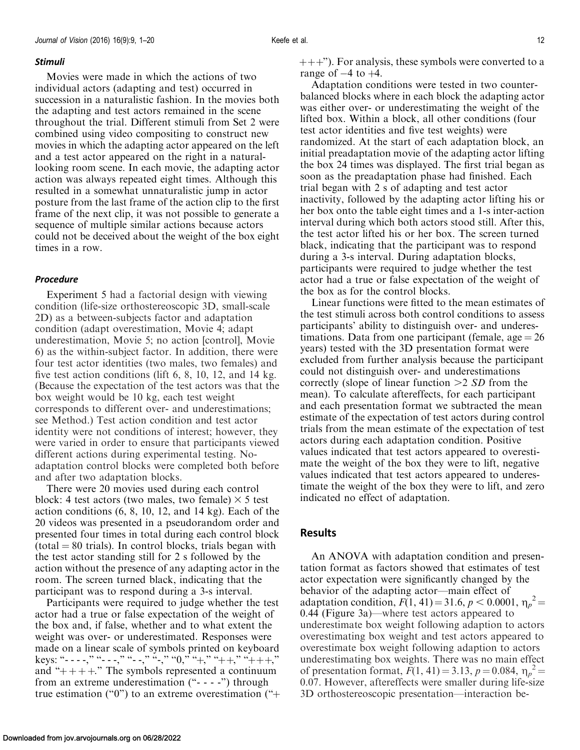### *Stimuli*

Movies were made in which the actions of two individual actors (adapting and test) occurred in succession in a naturalistic fashion. In the movies both the adapting and test actors remained in the scene throughout the trial. Different stimuli from Set 2 were combined using video compositing to construct new movies in which the adapting actor appeared on the left and a test actor appeared on the right in a natural-looking room scene. In each movie, the adapting actor action was always repeated eight times. Although this resulted in a somewhat unnaturalistic jump in actor posture from the last frame of the action clip to the first frame of the next clip, it was not possible to generate a sequence of multiple similar actions because actors could not be deceived about the weight of the box eight times in a row.

### *Procedure*

Experiment 5 had a factorial design with viewing condition (life-size orthostereoscopic 3D, small-scale 2D) as a between-subjects factor and adaptation condition (adapt overestimation, Movie 4; adapt underestimation, Movie 5; no action [control], Movie 6) as the within-subject factor. In addition, there were four test actor identities (two males, two females) and five test action conditions (lift 6, 8, 10, 12, and 14 kg. (Because the expectation of the test actors was that the box weight would be 10 kg, each test weight corresponds to different over- and underestimations; see Method.) Test action condition and test actor identity were not conditions of interest; however, they were varied in order to ensure that participants viewed different actions during experimental testing. No-adaptation control blocks were completed both before and after two adaptation blocks.

There were 20 movies used during each control block: 4 test actors (two males, two female) × 5 test action conditions (6, 8, 10, 12, and 14 kg). Each of the 20 videos was presented in a pseudorandom order and presented four times in total during each control block (total = 80 trials). In control blocks, trials began with the test actor standing still for 2 s followed by the action without the presence of any adapting actor in the room. The screen turned black, indicating that the participant was to respond during a 3-s interval.

Participants were required to judge whether the test actor had a true or false expectation of the weight of the box and, if false, whether and to what extent the weight was over- or underestimated. Responses were made on a linear scale of symbols printed on keyboard keys: "- - - -," "- - -," "- -," "-," "0," "+," "++," "+++," and "++++." The symbols represented a continuum from an extreme underestimation ("- - - -") through true estimation ("0") to an extreme overestimation ("++++"). For analysis, these symbols were converted to a range of −4 to +4.

Adaptation conditions were tested in two counterbalanced blocks where in each block the adapting actor was either over- or underestimating the weight of the lifted box. Within a block, all other conditions (four test actor identities and five test weights) were randomized. At the start of each adaptation block, an initial preadaptation movie of the adapting actor lifting the box 24 times was displayed. The first trial began as soon as the preadaptation phase had finished. Each trial began with 2 s of adapting and test actor inactivity, followed by the adapting actor lifting his or her box onto the table eight times and a 1-s inter-action interval during which both actors stood still. After this, the test actor lifted his or her box. The screen turned black, indicating that the participant was to respond during a 3-s interval. During adaptation blocks, participants were required to judge whether the test actor had a true or false expectation of the weight of the box as for the control blocks.

Linear functions were fitted to the mean estimates of the test stimuli across both control conditions to assess participants' ability to distinguish over- and underestimations. Data from one participant (female, age = 26 years) tested with the 3D presentation format were excluded from further analysis because the participant could not distinguish over- and underestimations correctly (slope of linear function >2 *SD* from the mean). To calculate aftereffects, for each participant and each presentation format we subtracted the mean estimate of the expectation of test actors during control trials from the mean estimate of the expectation of test actors during each adaptation condition. Positive values indicated that test actors appeared to overestimate the weight of the box they were to lift, negative values indicated that test actors appeared to underestimate the weight of the box they were to lift, and zero indicated no effect of adaptation.

## Results

An ANOVA with adaptation condition and presentation format as factors showed that estimates of test actor expectation were significantly changed by the behavior of the adapting actor—main effect of adaptation condition, $F(1, 41) = 31.6$, $p < 0.0001$, $\eta_p^2 = 0.44$ (Figure 3a)—where test actors appeared to underestimate box weight following adaption to actors overestimating box weight and test actors appeared to overestimate box weight following adaption to actors underestimating box weights. There was no main effect of presentation format, $F(1, 41) = 3.13$, $p = 0.084$, $\eta_p^2 = 0.07$. However, aftereffects were smaller during life-size 3D orthostereoscopic presentation—interaction be-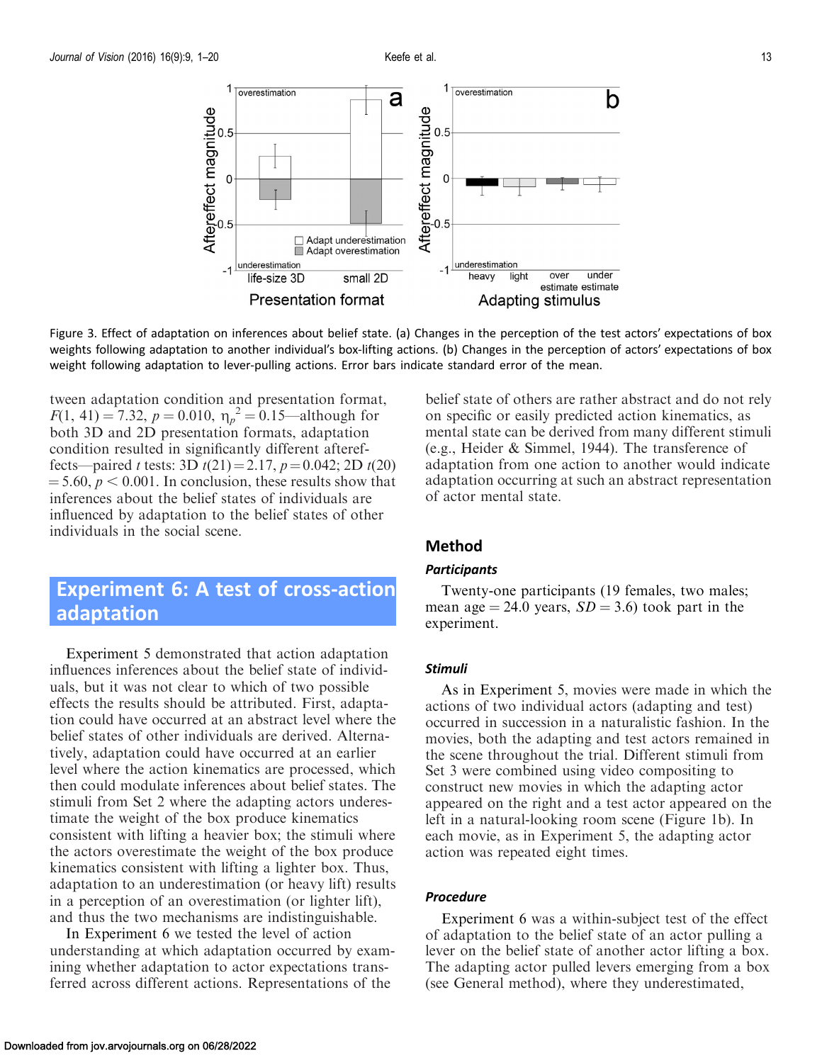Figure 3. Effect of adaptation on inferences about belief state. (a) Changes in the perception of the test actors' expectations of box weights following adaptation to another individual's box-lifting actions. (b) Changes in the perception of actors' expectations of box weight following adaptation to lever-pulling actions. Error bars indicate standard error of the mean.

tween adaptation condition and presentation format, $F(1, 41) = 7.32$, $p = 0.010$, $\eta_p^2 = 0.15$—although for both 3D and 2D presentation formats, adaptation condition resulted in significantly different aftereffects—paired $t$ tests: 3D $t(21) = 2.17$, $p = 0.042$; 2D $t(20) = 5.60$, $p < 0.001$. In conclusion, these results show that inferences about the belief states of individuals are influenced by adaptation to the belief states of other individuals in the social scene.

## Experiment 6: A test of cross-action adaptation

Experiment 5 demonstrated that action adaptation influences inferences about the belief state of individuals, but it was not clear to which of two possible effects the results should be attributed. First, adaptation could have occurred at an abstract level where the belief states of other individuals are derived. Alternatively, adaptation could have occurred at an earlier level where the action kinematics are processed, which then could modulate inferences about belief states. The stimuli from Set 2 where the adapting actors underestimate the weight of the box produce kinematics consistent with lifting a heavier box; the stimuli where the actors overestimate the weight of the box produce kinematics consistent with lifting a lighter box. Thus, adaptation to an underestimation (or heavy lift) results in a perception of an overestimation (or lighter lift), and thus the two mechanisms are indistinguishable.

In Experiment 6 we tested the level of action understanding at which adaptation occurred by examining whether adaptation to actor expectations transferred across different actions. Representations of the belief state of others are rather abstract and do not rely on specific or easily predicted action kinematics, as mental state can be derived from many different stimuli (e.g., Heider & Simmel, 1944). The transference of adaptation from one action to another would indicate adaptation occurring at such an abstract representation of actor mental state.

### Method

#### *Participants*

Twenty-one participants (19 females, two males; mean age = 24.0 years, $SD = 3.6$) took part in the experiment.

#### *Stimuli*

As in Experiment 5, movies were made in which the actions of two individual actors (adapting and test) occurred in succession in a naturalistic fashion. In the movies, both the adapting and test actors remained in the scene throughout the trial. Different stimuli from Set 3 were combined using video compositing to construct new movies in which the adapting actor appeared on the right and a test actor appeared on the left in a natural-looking room scene (Figure 1b). In each movie, as in Experiment 5, the adapting actor action was repeated eight times.

#### *Procedure*

Experiment 6 was a within-subject test of the effect of adaptation to the belief state of an actor pulling a lever on the belief state of another actor lifting a box. The adapting actor pulled levers emerging from a box (see General method), where they underestimated,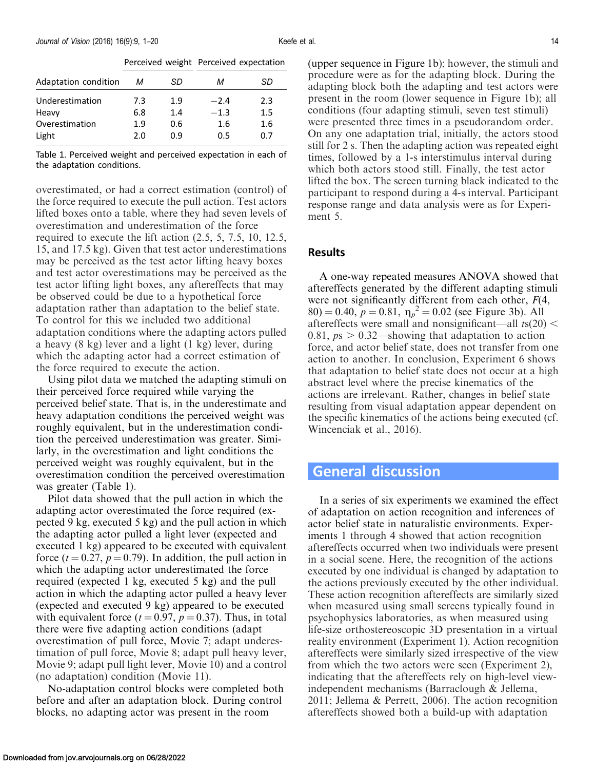| Adaptation condition | Perceived weight | | Perceived expectation | |
|---|---|---|---|---|
| | *M* | *SD* | *M* | *SD* |
| Underestimation | 7.3 | 1.9 | −2.4 | 2.3 |
| Heavy | 6.8 | 1.4 | −1.3 | 1.5 |
| Overestimation | 1.9 | 0.6 | 1.6 | 1.6 |
| Light | 2.0 | 0.9 | 0.5 | 0.7 |

Table 1. Perceived weight and perceived expectation in each of the adaptation conditions.

overestimated, or had a correct estimation (control) of the force required to execute the pull action. Test actors lifted boxes onto a table, where they had seven levels of overestimation and underestimation of the force required to execute the lift action (2.5, 5, 7.5, 10, 12.5, 15, and 17.5 kg). Given that test actor underestimations may be perceived as the test actor lifting heavy boxes and test actor overestimations may be perceived as the test actor lifting light boxes, any aftereffects that may be observed could be due to a hypothetical force adaptation rather than adaptation to the belief state. To control for this we included two additional adaptation conditions where the adapting actors pulled a heavy (8 kg) lever and a light (1 kg) lever, during which the adapting actor had a correct estimation of the force required to execute the action.

Using pilot data we matched the adapting stimuli on their perceived force required while varying the perceived belief state. That is, in the underestimate and heavy adaptation conditions the perceived weight was roughly equivalent, but in the underestimation condition the perceived underestimation was greater. Similarly, in the overestimation and light conditions the perceived weight was roughly equivalent, but in the overestimation condition the perceived overestimation was greater (Table 1).

Pilot data showed that the pull action in which the adapting actor overestimated the force required (expected 9 kg, executed 5 kg) and the pull action in which the adapting actor pulled a light lever (expected and executed 1 kg) appeared to be executed with equivalent force ($t = 0.27$, $p = 0.79$). In addition, the pull action in which the adapting actor underestimated the force required (expected 1 kg, executed 5 kg) and the pull action in which the adapting actor pulled a heavy lever (expected and executed 9 kg) appeared to be executed with equivalent force ($t = 0.97$, $p = 0.37$). Thus, in total there were five adapting action conditions (adapt overestimation of pull force, Movie 7; adapt underestimation of pull force, Movie 8; adapt pull heavy lever, Movie 9; adapt pull light lever, Movie 10) and a control (no adaptation) condition (Movie 11).

No-adaptation control blocks were completed both before and after an adaptation block. During control blocks, no adapting actor was present in the room (upper sequence in Figure 1b); however, the stimuli and procedure were as for the adapting block. During the adapting block both the adapting and test actors were present in the room (lower sequence in Figure 1b); all conditions (four adapting stimuli, seven test stimuli) were presented three times in a pseudorandom order. On any one adaptation trial, initially, the actors stood still for 2 s. Then the adapting action was repeated eight times, followed by a 1-s interstimulus interval during which both actors stood still. Finally, the test actor lifted the box. The screen turning black indicated to the participant to respond during a 4-s interval. Participant response range and data analysis were as for Experiment 5.

### Results

A one-way repeated measures ANOVA showed that aftereffects generated by the different adapting stimuli were not significantly different from each other, $F(4, 80) = 0.40$, $p = 0.81$, $\eta_p^2 = 0.02$ (see Figure 3b). All aftereffects were small and nonsignificant—all $ts(20) < 0.81$, $ps > 0.32$—showing that adaptation to action force, and actor belief state, does not transfer from one action to another. In conclusion, Experiment 6 shows that adaptation to belief state does not occur at a high abstract level where the precise kinematics of the actions are irrelevant. Rather, changes in belief state resulting from visual adaptation appear dependent on the specific kinematics of the actions being executed (cf. Wincenciak et al., 2016).

## General discussion

In a series of six experiments we examined the effect of adaptation on action recognition and inferences of actor belief state in naturalistic environments. Experiments 1 through 4 showed that action recognition aftereffects occurred when two individuals were present in a social scene. Here, the recognition of the actions executed by one individual is changed by adaptation to the actions previously executed by the other individual. These action recognition aftereffects are similarly sized when measured using small screens typically found in psychophysics laboratories, as when measured using life-size orthostereoscopic 3D presentation in a virtual reality environment (Experiment 1). Action recognition aftereffects were similarly sized irrespective of the view from which the two actors were seen (Experiment 2), indicating that the aftereffects rely on high-level view-independent mechanisms (Barraclough & Jellema, 2011; Jellema & Perrett, 2006). The action recognition aftereffects showed both a build-up with adaptation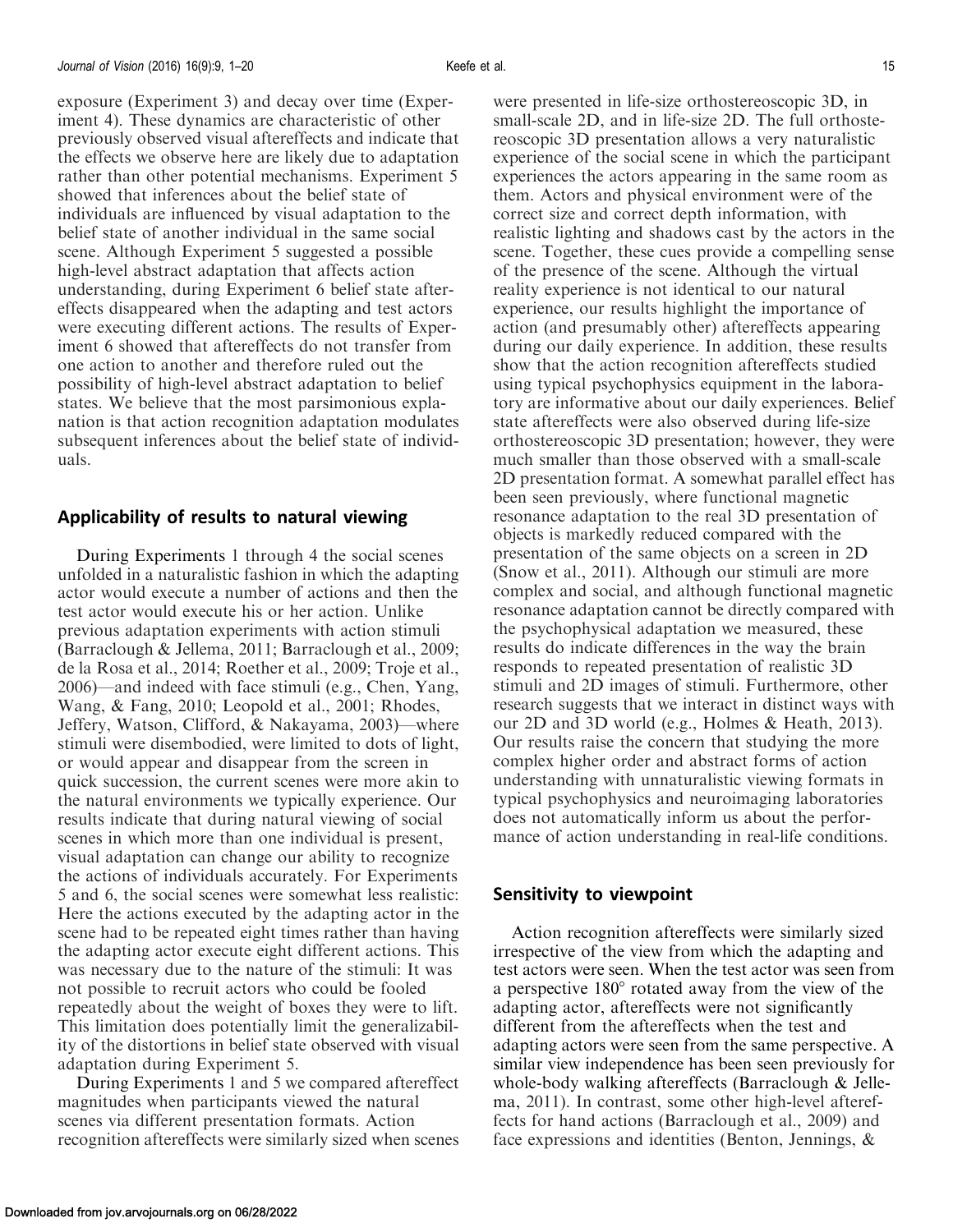exposure (Experiment 3) and decay over time (Experiment 4). These dynamics are characteristic of other previously observed visual aftereffects and indicate that the effects we observe here are likely due to adaptation rather than other potential mechanisms. Experiment 5 showed that inferences about the belief state of individuals are influenced by visual adaptation to the belief state of another individual in the same social scene. Although Experiment 5 suggested a possible high-level abstract adaptation that affects action understanding, during Experiment 6 belief state aftereffects disappeared when the adapting and test actors were executing different actions. The results of Experiment 6 showed that aftereffects do not transfer from one action to another and therefore ruled out the possibility of high-level abstract adaptation to belief states. We believe that the most parsimonious explanation is that action recognition adaptation modulates subsequent inferences about the belief state of individuals.

## Applicability of results to natural viewing

During Experiments 1 through 4 the social scenes unfolded in a naturalistic fashion in which the adapting actor would execute a number of actions and then the test actor would execute his or her action. Unlike previous adaptation experiments with action stimuli (Barraclough & Jellema, 2011; Barraclough et al., 2009; de la Rosa et al., 2014; Roether et al., 2009; Troje et al., 2006)—and indeed with face stimuli (e.g., Chen, Yang, Wang, & Fang, 2010; Leopold et al., 2001; Rhodes, Jeffery, Watson, Clifford, & Nakayama, 2003)—where stimuli were disembodied, were limited to dots of light, or would appear and disappear from the screen in quick succession, the current scenes were more akin to the natural environments we typically experience. Our results indicate that during natural viewing of social scenes in which more than one individual is present, visual adaptation can change our ability to recognize the actions of individuals accurately. For Experiments 5 and 6, the social scenes were somewhat less realistic: Here the actions executed by the adapting actor in the scene had to be repeated eight times rather than having the adapting actor execute eight different actions. This was necessary due to the nature of the stimuli: It was not possible to recruit actors who could be fooled repeatedly about the weight of boxes they were to lift. This limitation does potentially limit the generalizability of the distortions in belief state observed with visual adaptation during Experiment 5.

During Experiments 1 and 5 we compared aftereffect magnitudes when participants viewed the natural scenes via different presentation formats. Action recognition aftereffects were similarly sized when scenes were presented in life-size orthostereoscopic 3D, in small-scale 2D, and in life-size 2D. The full orthostereoscopic 3D presentation allows a very naturalistic experience of the social scene in which the participant experiences the actors appearing in the same room as them. Actors and physical environment were of the correct size and correct depth information, with realistic lighting and shadows cast by the actors in the scene. Together, these cues provide a compelling sense of the presence of the scene. Although the virtual reality experience is not identical to our natural experience, our results highlight the importance of action (and presumably other) aftereffects appearing during our daily experience. In addition, these results show that the action recognition aftereffects studied using typical psychophysics equipment in the laboratory are informative about our daily experiences. Belief state aftereffects were also observed during life-size orthostereoscopic 3D presentation; however, they were much smaller than those observed with a small-scale 2D presentation format. A somewhat parallel effect has been seen previously, where functional magnetic resonance adaptation to the real 3D presentation of objects is markedly reduced compared with the presentation of the same objects on a screen in 2D (Snow et al., 2011). Although our stimuli are more complex and social, and although functional magnetic resonance adaptation cannot be directly compared with the psychophysical adaptation we measured, these results do indicate differences in the way the brain responds to repeated presentation of realistic 3D stimuli and 2D images of stimuli. Furthermore, other research suggests that we interact in distinct ways with our 2D and 3D world (e.g., Holmes & Heath, 2013). Our results raise the concern that studying the more complex higher order and abstract forms of action understanding with unnaturalistic viewing formats in typical psychophysics and neuroimaging laboratories does not automatically inform us about the performance of action understanding in real-life conditions.

## Sensitivity to viewpoint

Action recognition aftereffects were similarly sized irrespective of the view from which the adapting and test actors were seen. When the test actor was seen from a perspective 180° rotated away from the view of the adapting actor, aftereffects were not significantly different from the aftereffects when the test and adapting actors were seen from the same perspective. A similar view independence has been seen previously for whole-body walking aftereffects (Barraclough & Jellema, 2011). In contrast, some other high-level aftereffects for hand actions (Barraclough et al., 2009) and face expressions and identities (Benton, Jennings, &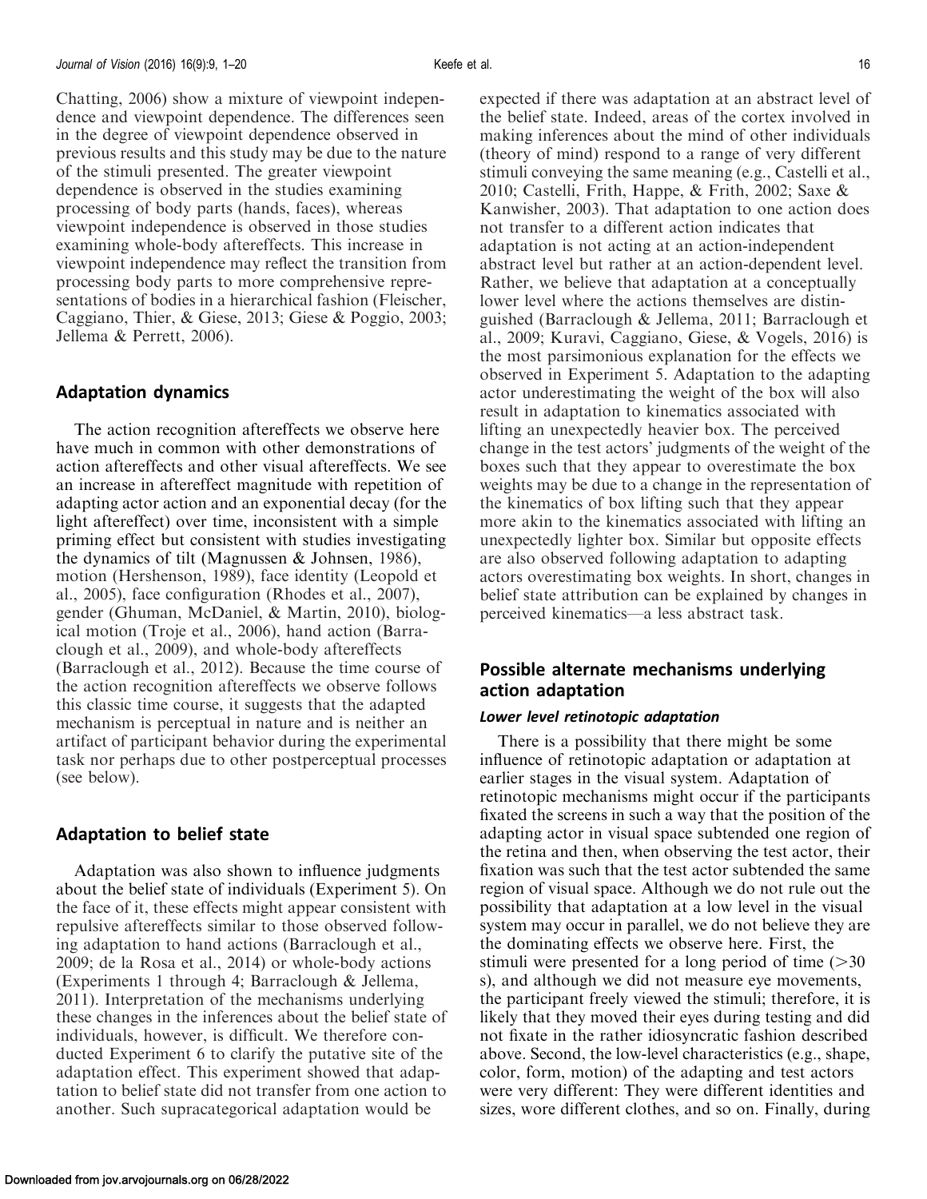Chatting, 2006) show a mixture of viewpoint independence and viewpoint dependence. The differences seen in the degree of viewpoint dependence observed in previous results and this study may be due to the nature of the stimuli presented. The greater viewpoint dependence is observed in the studies examining processing of body parts (hands, faces), whereas viewpoint independence is observed in those studies examining whole-body aftereffects. This increase in viewpoint independence may reflect the transition from processing body parts to more comprehensive representations of bodies in a hierarchical fashion (Fleischer, Caggiano, Thier, & Giese, 2013; Giese & Poggio, 2003; Jellema & Perrett, 2006).

## Adaptation dynamics

The action recognition aftereffects we observe here have much in common with other demonstrations of action aftereffects and other visual aftereffects. We see an increase in aftereffect magnitude with repetition of adapting actor action and an exponential decay (for the light aftereffect) over time, inconsistent with a simple priming effect but consistent with studies investigating the dynamics of tilt (Magnussen & Johnsen, 1986), motion (Hershenson, 1989), face identity (Leopold et al., 2005), face configuration (Rhodes et al., 2007), gender (Ghuman, McDaniel, & Martin, 2010), biological motion (Troje et al., 2006), hand action (Barraclough et al., 2009), and whole-body aftereffects (Barraclough et al., 2012). Because the time course of the action recognition aftereffects we observe follows this classic time course, it suggests that the adapted mechanism is perceptual in nature and is neither an artifact of participant behavior during the experimental task nor perhaps due to other postperceptual processes (see below).

## Adaptation to belief state

Adaptation was also shown to influence judgments about the belief state of individuals (Experiment 5). On the face of it, these effects might appear consistent with repulsive aftereffects similar to those observed following adaptation to hand actions (Barraclough et al., 2009; de la Rosa et al., 2014) or whole-body actions (Experiments 1 through 4; Barraclough & Jellema, 2011). Interpretation of the mechanisms underlying these changes in the inferences about the belief state of individuals, however, is difficult. We therefore conducted Experiment 6 to clarify the putative site of the adaptation effect. This experiment showed that adaptation to belief state did not transfer from one action to another. Such supracategorical adaptation would be expected if there was adaptation at an abstract level of the belief state. Indeed, areas of the cortex involved in making inferences about the mind of other individuals (theory of mind) respond to a range of very different stimuli conveying the same meaning (e.g., Castelli et al., 2010; Castelli, Frith, Happe, & Frith, 2002; Saxe & Kanwisher, 2003). That adaptation to one action does not transfer to a different action indicates that adaptation is not acting at an action-independent abstract level but rather at an action-dependent level. Rather, we believe that adaptation at a conceptually lower level where the actions themselves are distinguished (Barraclough & Jellema, 2011; Barraclough et al., 2009; Kuravi, Caggiano, Giese, & Vogels, 2016) is the most parsimonious explanation for the effects we observed in Experiment 5. Adaptation to the adapting actor underestimating the weight of the box will also result in adaptation to kinematics associated with lifting an unexpectedly heavier box. The perceived change in the test actors' judgments of the weight of the boxes such that they appear to overestimate the box weights may be due to a change in the representation of the kinematics of box lifting such that they appear more akin to the kinematics associated with lifting an unexpectedly lighter box. Similar but opposite effects are also observed following adaptation to adapting actors overestimating box weights. In short, changes in belief state attribution can be explained by changes in perceived kinematics—a less abstract task.

## Possible alternate mechanisms underlying action adaptation

### *Lower level retinotopic adaptation*

There is a possibility that there might be some influence of retinotopic adaptation or adaptation at earlier stages in the visual system. Adaptation of retinotopic mechanisms might occur if the participants fixated the screens in such a way that the position of the adapting actor in visual space subtended one region of the retina and then, when observing the test actor, their fixation was such that the test actor subtended the same region of visual space. Although we do not rule out the possibility that adaptation at a low level in the visual system may occur in parallel, we do not believe they are the dominating effects we observe here. First, the stimuli were presented for a long period of time (>30 s), and although we did not measure eye movements, the participant freely viewed the stimuli; therefore, it is likely that they moved their eyes during testing and did not fixate in the rather idiosyncratic fashion described above. Second, the low-level characteristics (e.g., shape, color, form, motion) of the adapting and test actors were very different: They were different identities and sizes, wore different clothes, and so on. Finally, during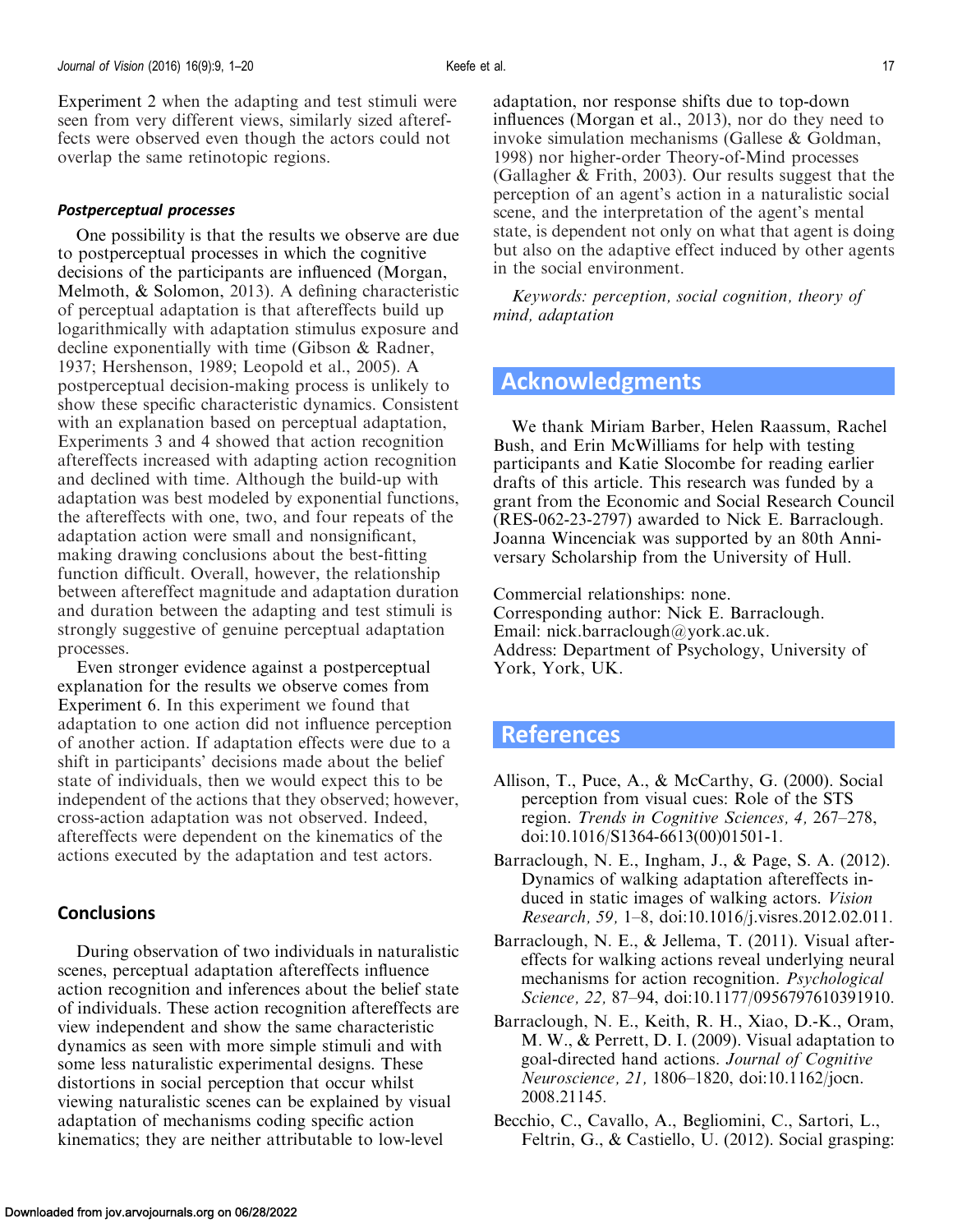Experiment 2 when the adapting and test stimuli were seen from very different views, similarly sized aftereffects were observed even though the actors could not overlap the same retinotopic regions.

#### Postperceptual processes

One possibility is that the results we observe are due to postperceptual processes in which the cognitive decisions of the participants are influenced (Morgan, Melmoth, & Solomon, 2013). A defining characteristic of perceptual adaptation is that aftereffects build up logarithmically with adaptation stimulus exposure and decline exponentially with time (Gibson & Radner, 1937; Hershenson, 1989; Leopold et al., 2005). A postperceptual decision-making process is unlikely to show these specific characteristic dynamics. Consistent with an explanation based on perceptual adaptation, Experiments 3 and 4 showed that action recognition aftereffects increased with adapting action recognition and declined with time. Although the build-up with adaptation was best modeled by exponential functions, the aftereffects with one, two, and four repeats of the adaptation action were small and nonsignificant, making drawing conclusions about the best-fitting function difficult. Overall, however, the relationship between aftereffect magnitude and adaptation duration and duration between the adapting and test stimuli is strongly suggestive of genuine perceptual adaptation processes.

Even stronger evidence against a postperceptual explanation for the results we observe comes from Experiment 6. In this experiment we found that adaptation to one action did not influence perception of another action. If adaptation effects were due to a shift in participants' decisions made about the belief state of individuals, then we would expect this to be independent of the actions that they observed; however, cross-action adaptation was not observed. Indeed, aftereffects were dependent on the kinematics of the actions executed by the adaptation and test actors.

### Conclusions

During observation of two individuals in naturalistic scenes, perceptual adaptation aftereffects influence action recognition and inferences about the belief state of individuals. These action recognition aftereffects are view independent and show the same characteristic dynamics as seen with more simple stimuli and with some less naturalistic experimental designs. These distortions in social perception that occur whilst viewing naturalistic scenes can be explained by visual adaptation of mechanisms coding specific action kinematics; they are neither attributable to low-level adaptation, nor response shifts due to top-down influences (Morgan et al., 2013), nor do they need to invoke simulation mechanisms (Gallese & Goldman, 1998) nor higher-order Theory-of-Mind processes (Gallagher & Frith, 2003). Our results suggest that the perception of an agent's action in a naturalistic social scene, and the interpretation of the agent's mental state, is dependent not only on what that agent is doing but also on the adaptive effect induced by other agents in the social environment.

*Keywords: perception, social cognition, theory of mind, adaptation*

## Acknowledgments

We thank Miriam Barber, Helen Raassum, Rachel Bush, and Erin McWilliams for help with testing participants and Katie Slocombe for reading earlier drafts of this article. This research was funded by a grant from the Economic and Social Research Council (RES-062-23-2797) awarded to Nick E. Barraclough. Joanna Wincenciak was supported by an 80th Anniversary Scholarship from the University of Hull.

Commercial relationships: none.
Corresponding author: Nick E. Barraclough.
Email: nick.barraclough@york.ac.uk.
Address: Department of Psychology, University of York, York, UK.

## References

Allison, T., Puce, A., & McCarthy, G. (2000). Social perception from visual cues: Role of the STS region. *Trends in Cognitive Sciences, 4,* 267–278, doi:10.1016/S1364-6613(00)01501-1.

Barraclough, N. E., Ingham, J., & Page, S. A. (2012). Dynamics of walking adaptation aftereffects induced in static images of walking actors. *Vision Research, 59,* 1–8, doi:10.1016/j.visres.2012.02.011.

Barraclough, N. E., & Jellema, T. (2011). Visual aftereffects for walking actions reveal underlying neural mechanisms for action recognition. *Psychological Science, 22,* 87–94, doi:10.1177/0956797610391910.

Barraclough, N. E., Keith, R. H., Xiao, D.-K., Oram, M. W., & Perrett, D. I. (2009). Visual adaptation to goal-directed hand actions. *Journal of Cognitive Neuroscience, 21,* 1806–1820, doi:10.1162/jocn.2008.21145.

Becchio, C., Cavallo, A., Begliomini, C., Sartori, L., Feltrin, G., & Castiello, U. (2012). Social grasping: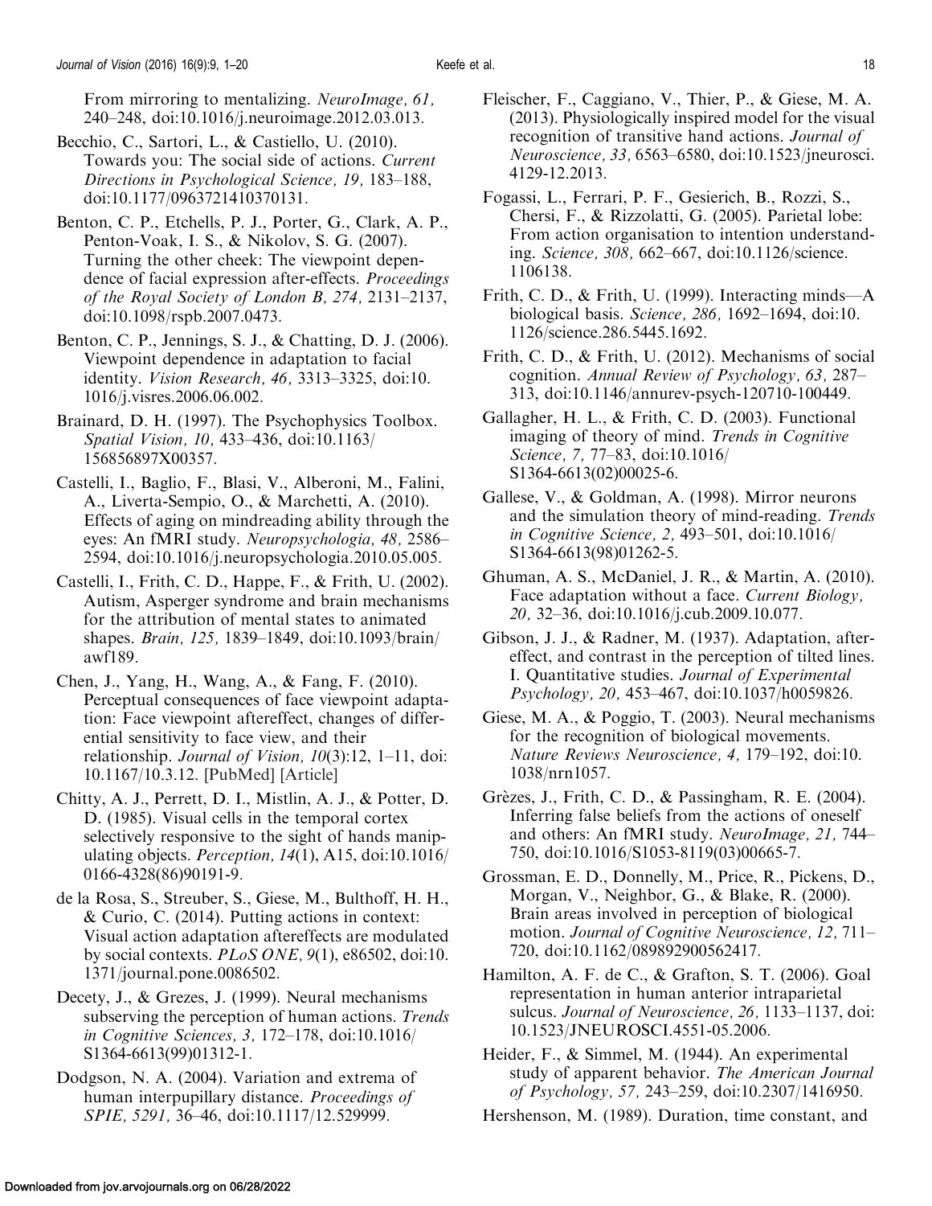From mirroring to mentalizing. *NeuroImage, 61,* 240–248, doi:10.1016/j.neuroimage.2012.03.013.

Becchio, C., Sartori, L., & Castiello, U. (2010). Towards you: The social side of actions. *Current Directions in Psychological Science, 19,* 183–188, doi:10.1177/0963721410370131.

Benton, C. P., Etchells, P. J., Porter, G., Clark, A. P., Penton-Voak, I. S., & Nikolov, S. G. (2007). Turning the other cheek: The viewpoint dependence of facial expression after-effects. *Proceedings of the Royal Society of London B, 274,* 2131–2137, doi:10.1098/rspb.2007.0473.

Benton, C. P., Jennings, S. J., & Chatting, D. J. (2006). Viewpoint dependence in adaptation to facial identity. *Vision Research, 46,* 3313–3325, doi:10.1016/j.visres.2006.06.002.

Brainard, D. H. (1997). The Psychophysics Toolbox. *Spatial Vision, 10,* 433–436, doi:10.1163/156856897X00357.

Castelli, I., Baglio, F., Blasi, V., Alberoni, M., Falini, A., Liverta-Sempio, O., & Marchetti, A. (2010). Effects of aging on mindreading ability through the eyes: An fMRI study. *Neuropsychologia, 48,* 2586–2594, doi:10.1016/j.neuropsychologia.2010.05.005.

Castelli, I., Frith, C. D., Happe, F., & Frith, U. (2002). Autism, Asperger syndrome and brain mechanisms for the attribution of mental states to animated shapes. *Brain, 125,* 1839–1849, doi:10.1093/brain/awf189.

Chen, J., Yang, H., Wang, A., & Fang, F. (2010). Perceptual consequences of face viewpoint adaptation: Face viewpoint aftereffect, changes of differential sensitivity to face view, and their relationship. *Journal of Vision, 10*(3):12, 1–11, doi:10.1167/10.3.12. [PubMed] [Article]

Chitty, A. J., Perrett, D. I., Mistlin, A. J., & Potter, D. D. (1985). Visual cells in the temporal cortex selectively responsive to the sight of hands manipulating objects. *Perception, 14*(1), A15, doi:10.1016/0166-4328(86)90191-9.

de la Rosa, S., Streuber, S., Giese, M., Bulthoff, H. H., & Curio, C. (2014). Putting actions in context: Visual action adaptation aftereffects are modulated by social contexts. *PLoS ONE, 9*(1), e86502, doi:10.1371/journal.pone.0086502.

Decety, J., & Grezes, J. (1999). Neural mechanisms subserving the perception of human actions. *Trends in Cognitive Sciences, 3,* 172–178, doi:10.1016/S1364-6613(99)01312-1.

Dodgson, N. A. (2004). Variation and extrema of human interpupillary distance. *Proceedings of SPIE, 5291,* 36–46, doi:10.1117/12.529999.

Fleischer, F., Caggiano, V., Thier, P., & Giese, M. A. (2013). Physiologically inspired model for the visual recognition of transitive hand actions. *Journal of Neuroscience, 33,* 6563–6580, doi:10.1523/jneurosci.4129-12.2013.

Fogassi, L., Ferrari, P. F., Gesierich, B., Rozzi, S., Chersi, F., & Rizzolatti, G. (2005). Parietal lobe: From action organisation to intention understanding. *Science, 308,* 662–667, doi:10.1126/science.1106138.

Frith, C. D., & Frith, U. (1999). Interacting minds—A biological basis. *Science, 286,* 1692–1694, doi:10.1126/science.286.5445.1692.

Frith, C. D., & Frith, U. (2012). Mechanisms of social cognition. *Annual Review of Psychology, 63,* 287–313, doi:10.1146/annurev-psych-120710-100449.

Gallagher, H. L., & Frith, C. D. (2003). Functional imaging of theory of mind. *Trends in Cognitive Science, 7,* 77–83, doi:10.1016/S1364-6613(02)00025-6.

Gallese, V., & Goldman, A. (1998). Mirror neurons and the simulation theory of mind-reading. *Trends in Cognitive Science, 2,* 493–501, doi:10.1016/S1364-6613(98)01262-5.

Ghuman, A. S., McDaniel, J. R., & Martin, A. (2010). Face adaptation without a face. *Current Biology, 20,* 32–36, doi:10.1016/j.cub.2009.10.077.

Gibson, J. J., & Radner, M. (1937). Adaptation, aftereffect, and contrast in the perception of tilted lines. I. Quantitative studies. *Journal of Experimental Psychology, 20,* 453–467, doi:10.1037/h0059826.

Giese, M. A., & Poggio, T. (2003). Neural mechanisms for the recognition of biological movements. *Nature Reviews Neuroscience, 4,* 179–192, doi:10.1038/nrn1057.

Grèzes, J., Frith, C. D., & Passingham, R. E. (2004). Inferring false beliefs from the actions of oneself and others: An fMRI study. *NeuroImage, 21,* 744–750, doi:10.1016/S1053-8119(03)00665-7.

Grossman, E. D., Donnelly, M., Price, R., Pickens, D., Morgan, V., Neighbor, G., & Blake, R. (2000). Brain areas involved in perception of biological motion. *Journal of Cognitive Neuroscience, 12,* 711–720, doi:10.1162/089892900562417.

Hamilton, A. F. de C., & Grafton, S. T. (2006). Goal representation in human anterior intraparietal sulcus. *Journal of Neuroscience, 26,* 1133–1137, doi:10.1523/JNEUROSCI.4551-05.2006.

Heider, F., & Simmel, M. (1944). An experimental study of apparent behavior. *The American Journal of Psychology, 57,* 243–259, doi:10.2307/1416950.

Hershenson, M. (1989). Duration, time constant, and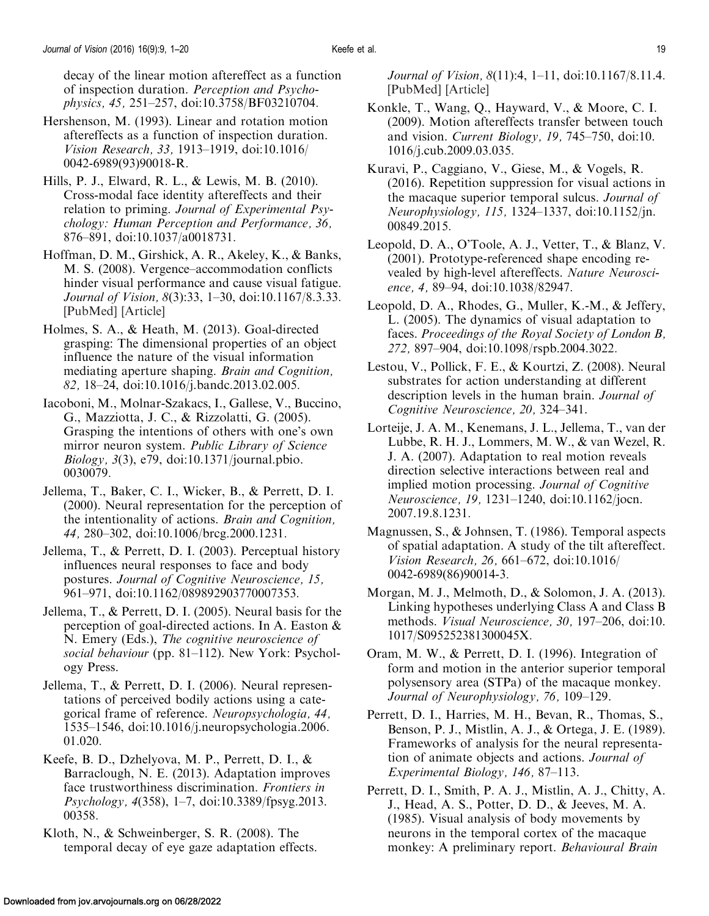decay of the linear motion aftereffect as a function of inspection duration. *Perception and Psychophysics, 45,* 251–257, doi:10.3758/BF03210704.

Hershenson, M. (1993). Linear and rotation motion aftereffects as a function of inspection duration. *Vision Research, 33,* 1913–1919, doi:10.1016/0042-6989(93)90018-R.

Hills, P. J., Elward, R. L., & Lewis, M. B. (2010). Cross-modal face identity aftereffects and their relation to priming. *Journal of Experimental Psychology: Human Perception and Performance, 36,* 876–891, doi:10.1037/a0018731.

Hoffman, D. M., Girshick, A. R., Akeley, K., & Banks, M. S. (2008). Vergence–accommodation conflicts hinder visual performance and cause visual fatigue. *Journal of Vision, 8*(3):33, 1–30, doi:10.1167/8.3.33. [PubMed] [Article]

Holmes, S. A., & Heath, M. (2013). Goal-directed grasping: The dimensional properties of an object influence the nature of the visual information mediating aperture shaping. *Brain and Cognition, 82,* 18–24, doi:10.1016/j.bandc.2013.02.005.

Iacoboni, M., Molnar-Szakacs, I., Gallese, V., Buccino, G., Mazziotta, J. C., & Rizzolatti, G. (2005). Grasping the intentions of others with one's own mirror neuron system. *Public Library of Science Biology, 3*(3), e79, doi:10.1371/journal.pbio.0030079.

Jellema, T., Baker, C. I., Wicker, B., & Perrett, D. I. (2000). Neural representation for the perception of the intentionality of actions. *Brain and Cognition, 44,* 280–302, doi:10.1006/brcg.2000.1231.

Jellema, T., & Perrett, D. I. (2003). Perceptual history influences neural responses to face and body postures. *Journal of Cognitive Neuroscience, 15,* 961–971, doi:10.1162/089892903770007353.

Jellema, T., & Perrett, D. I. (2005). Neural basis for the perception of goal-directed actions. In A. Easton & N. Emery (Eds.), *The cognitive neuroscience of social behaviour* (pp. 81–112). New York: Psychology Press.

Jellema, T., & Perrett, D. I. (2006). Neural representations of perceived bodily actions using a categorical frame of reference. *Neuropsychologia, 44,* 1535–1546, doi:10.1016/j.neuropsychologia.2006.01.020.

Keefe, B. D., Dzhelyova, M. P., Perrett, D. I., & Barraclough, N. E. (2013). Adaptation improves face trustworthiness discrimination. *Frontiers in Psychology, 4*(358), 1–7, doi:10.3389/fpsyg.2013.00358.

Kloth, N., & Schweinberger, S. R. (2008). The temporal decay of eye gaze adaptation effects. *Journal of Vision, 8*(11):4, 1–11, doi:10.1167/8.11.4. [PubMed] [Article]

Konkle, T., Wang, Q., Hayward, V., & Moore, C. I. (2009). Motion aftereffects transfer between touch and vision. *Current Biology, 19,* 745–750, doi:10.1016/j.cub.2009.03.035.

Kuravi, P., Caggiano, V., Giese, M., & Vogels, R. (2016). Repetition suppression for visual actions in the macaque superior temporal sulcus. *Journal of Neurophysiology, 115,* 1324–1337, doi:10.1152/jn.00849.2015.

Leopold, D. A., O'Toole, A. J., Vetter, T., & Blanz, V. (2001). Prototype-referenced shape encoding revealed by high-level aftereffects. *Nature Neuroscience, 4,* 89–94, doi:10.1038/82947.

Leopold, D. A., Rhodes, G., Muller, K.-M., & Jeffery, L. (2005). The dynamics of visual adaptation to faces. *Proceedings of the Royal Society of London B, 272,* 897–904, doi:10.1098/rspb.2004.3022.

Lestou, V., Pollick, F. E., & Kourtzi, Z. (2008). Neural substrates for action understanding at different description levels in the human brain. *Journal of Cognitive Neuroscience, 20,* 324–341.

Lorteije, J. A. M., Kenemans, J. L., Jellema, T., van der Lubbe, R. H. J., Lommers, M. W., & van Wezel, R. J. A. (2007). Adaptation to real motion reveals direction selective interactions between real and implied motion processing. *Journal of Cognitive Neuroscience, 19,* 1231–1240, doi:10.1162/jocn.2007.19.8.1231.

Magnussen, S., & Johnsen, T. (1986). Temporal aspects of spatial adaptation. A study of the tilt aftereffect. *Vision Research, 26,* 661–672, doi:10.1016/0042-6989(86)90014-3.

Morgan, M. J., Melmoth, D., & Solomon, J. A. (2013). Linking hypotheses underlying Class A and Class B methods. *Visual Neuroscience, 30,* 197–206, doi:10.1017/S095252381300045X.

Oram, M. W., & Perrett, D. I. (1996). Integration of form and motion in the anterior superior temporal polysensory area (STPa) of the macaque monkey. *Journal of Neurophysiology, 76,* 109–129.

Perrett, D. I., Harries, M. H., Bevan, R., Thomas, S., Benson, P. J., Mistlin, A. J., & Ortega, J. E. (1989). Frameworks of analysis for the neural representation of animate objects and actions. *Journal of Experimental Biology, 146,* 87–113.

Perrett, D. I., Smith, P. A. J., Mistlin, A. J., Chitty, A. J., Head, A. S., Potter, D. D., & Jeeves, M. A. (1985). Visual analysis of body movements by neurons in the temporal cortex of the macaque monkey: A preliminary report. *Behavioural Brain*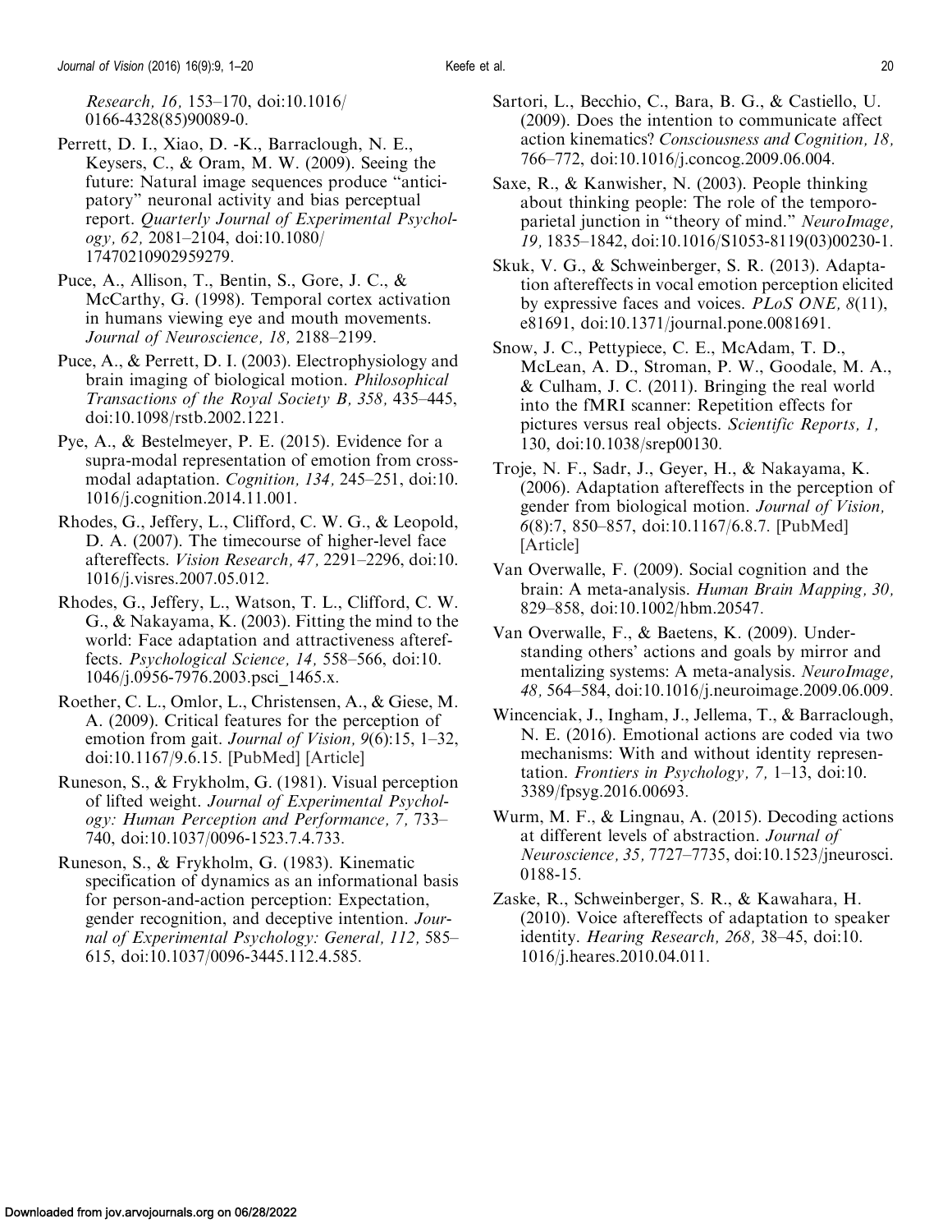*Research, 16,* 153–170, doi:10.1016/0166-4328(85)90089-0.

Perrett, D. I., Xiao, D. -K., Barraclough, N. E., Keysers, C., & Oram, M. W. (2009). Seeing the future: Natural image sequences produce "anticipatory" neuronal activity and bias perceptual report. *Quarterly Journal of Experimental Psychology, 62,* 2081–2104, doi:10.1080/17470210902959279.

Puce, A., Allison, T., Bentin, S., Gore, J. C., & McCarthy, G. (1998). Temporal cortex activation in humans viewing eye and mouth movements. *Journal of Neuroscience, 18,* 2188–2199.

Puce, A., & Perrett, D. I. (2003). Electrophysiology and brain imaging of biological motion. *Philosophical Transactions of the Royal Society B, 358,* 435–445, doi:10.1098/rstb.2002.1221.

Pye, A., & Bestelmeyer, P. E. (2015). Evidence for a supra-modal representation of emotion from cross-modal adaptation. *Cognition, 134,* 245–251, doi:10.1016/j.cognition.2014.11.001.

Rhodes, G., Jeffery, L., Clifford, C. W. G., & Leopold, D. A. (2007). The timecourse of higher-level face aftereffects. *Vision Research, 47,* 2291–2296, doi:10.1016/j.visres.2007.05.012.

Rhodes, G., Jeffery, L., Watson, T. L., Clifford, C. W. G., & Nakayama, K. (2003). Fitting the mind to the world: Face adaptation and attractiveness aftereffects. *Psychological Science, 14,* 558–566, doi:10.1046/j.0956-7976.2003.psci_1465.x.

Roether, C. L., Omlor, L., Christensen, A., & Giese, M. A. (2009). Critical features for the perception of emotion from gait. *Journal of Vision, 9*(6):15, 1–32, doi:10.1167/9.6.15. [PubMed] [Article]

Runeson, S., & Frykholm, G. (1981). Visual perception of lifted weight. *Journal of Experimental Psychology: Human Perception and Performance, 7,* 733–740, doi:10.1037/0096-1523.7.4.733.

Runeson, S., & Frykholm, G. (1983). Kinematic specification of dynamics as an informational basis for person-and-action perception: Expectation, gender recognition, and deceptive intention. *Journal of Experimental Psychology: General, 112,* 585–615, doi:10.1037/0096-3445.112.4.585.

Sartori, L., Becchio, C., Bara, B. G., & Castiello, U. (2009). Does the intention to communicate affect action kinematics? *Consciousness and Cognition, 18,* 766–772, doi:10.1016/j.concog.2009.06.004.

Saxe, R., & Kanwisher, N. (2003). People thinking about thinking people: The role of the temporo-parietal junction in "theory of mind." *NeuroImage, 19,* 1835–1842, doi:10.1016/S1053-8119(03)00230-1.

Skuk, V. G., & Schweinberger, S. R. (2013). Adaptation aftereffects in vocal emotion perception elicited by expressive faces and voices. *PLoS ONE, 8*(11), e81691, doi:10.1371/journal.pone.0081691.

Snow, J. C., Pettypiece, C. E., McAdam, T. D., McLean, A. D., Stroman, P. W., Goodale, M. A., & Culham, J. C. (2011). Bringing the real world into the fMRI scanner: Repetition effects for pictures versus real objects. *Scientific Reports, 1,* 130, doi:10.1038/srep00130.

Troje, N. F., Sadr, J., Geyer, H., & Nakayama, K. (2006). Adaptation aftereffects in the perception of gender from biological motion. *Journal of Vision, 6*(8):7, 850–857, doi:10.1167/6.8.7. [PubMed] [Article]

Van Overwalle, F. (2009). Social cognition and the brain: A meta-analysis. *Human Brain Mapping, 30,* 829–858, doi:10.1002/hbm.20547.

Van Overwalle, F., & Baetens, K. (2009). Understanding others' actions and goals by mirror and mentalizing systems: A meta-analysis. *NeuroImage, 48,* 564–584, doi:10.1016/j.neuroimage.2009.06.009.

Wincenciak, J., Ingham, J., Jellema, T., & Barraclough, N. E. (2016). Emotional actions are coded via two mechanisms: With and without identity representation. *Frontiers in Psychology, 7,* 1–13, doi:10.3389/fpsyg.2016.00693.

Wurm, M. F., & Lingnau, A. (2015). Decoding actions at different levels of abstraction. *Journal of Neuroscience, 35,* 7727–7735, doi:10.1523/jneurosci.0188-15.

Zaske, R., Schweinberger, S. R., & Kawahara, H. (2010). Voice aftereffects of adaptation to speaker identity. *Hearing Research, 268,* 38–45, doi:10.1016/j.heares.2010.04.011.